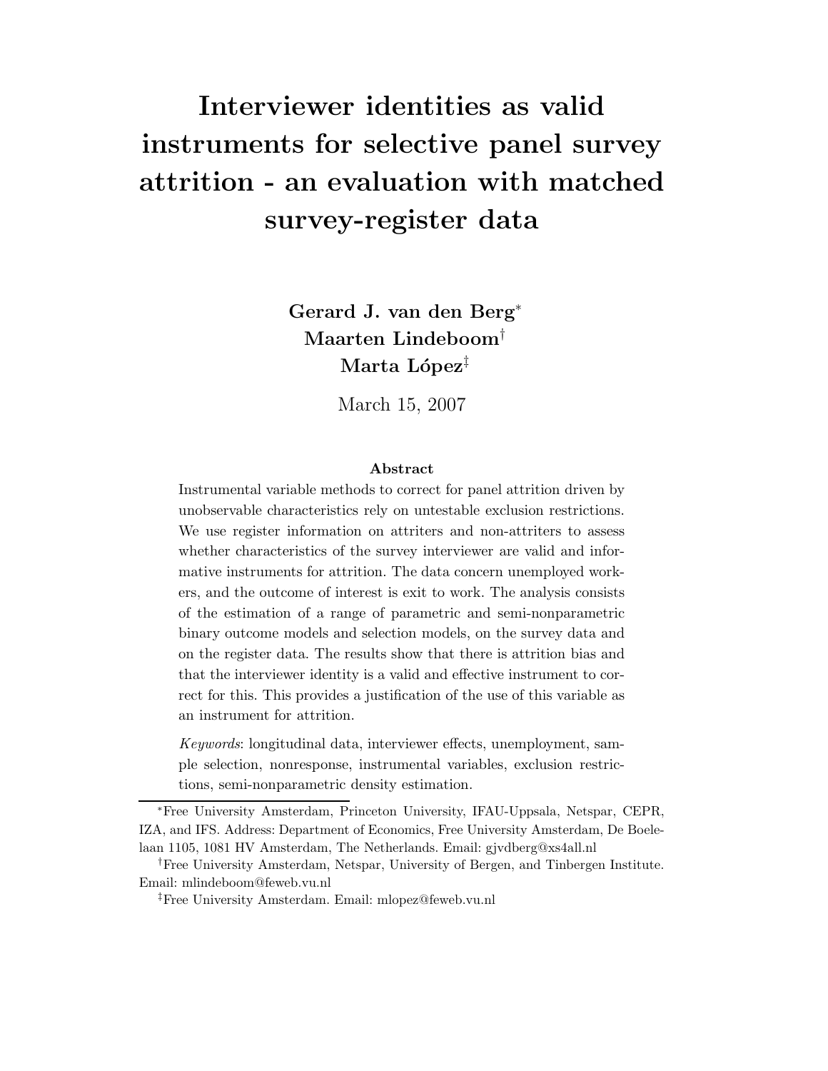# Interviewer identities as valid instruments for selective panel survey attrition - an evaluation with matched survey-register data

**Gerard J. van den Berg**[*]
**Maarten Lindeboom**[†]
**Marta López**[‡]

March 15, 2007

### Abstract

Instrumental variable methods to correct for panel attrition driven by unobservable characteristics rely on untestable exclusion restrictions. We use register information on attriters and non-attriters to assess whether characteristics of the survey interviewer are valid and informative instruments for attrition. The data concern unemployed workers, and the outcome of interest is exit to work. The analysis consists of the estimation of a range of parametric and semi-nonparametric binary outcome models and selection models, on the survey data and on the register data. The results show that there is attrition bias and that the interviewer identity is a valid and effective instrument to correct for this. This provides a justification of the use of this variable as an instrument for attrition.

*Keywords*: longitudinal data, interviewer effects, unemployment, sample selection, nonresponse, instrumental variables, exclusion restrictions, semi-nonparametric density estimation.

---

[*]Free University Amsterdam, Princeton University, IFAU-Uppsala, Netspar, CEPR, IZA, and IFS. Address: Department of Economics, Free University Amsterdam, De Boelelaan 1105, 1081 HV Amsterdam, The Netherlands. Email: gjvdberg@xs4all.nl

[†]Free University Amsterdam, Netspar, University of Bergen, and Tinbergen Institute. Email: mlindeboom@feweb.vu.nl

[‡]Free University Amsterdam. Email: mlopez@feweb.vu.nl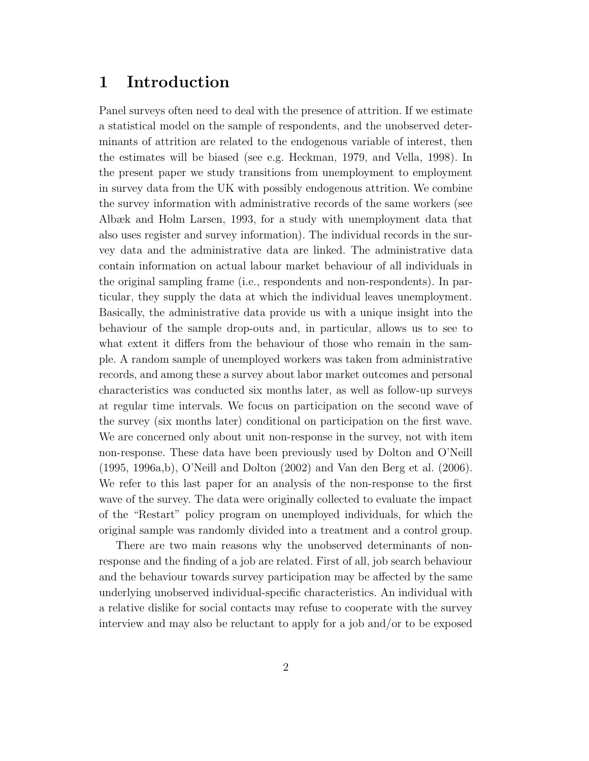# 1 Introduction

Panel surveys often need to deal with the presence of attrition. If we estimate a statistical model on the sample of respondents, and the unobserved determinants of attrition are related to the endogenous variable of interest, then the estimates will be biased (see e.g. Heckman, 1979, and Vella, 1998). In the present paper we study transitions from unemployment to employment in survey data from the UK with possibly endogenous attrition. We combine the survey information with administrative records of the same workers (see Albæk and Holm Larsen, 1993, for a study with unemployment data that also uses register and survey information). The individual records in the survey data and the administrative data are linked. The administrative data contain information on actual labour market behaviour of all individuals in the original sampling frame (i.e., respondents and non-respondents). In particular, they supply the data at which the individual leaves unemployment. Basically, the administrative data provide us with a unique insight into the behaviour of the sample drop-outs and, in particular, allows us to see to what extent it differs from the behaviour of those who remain in the sample. A random sample of unemployed workers was taken from administrative records, and among these a survey about labor market outcomes and personal characteristics was conducted six months later, as well as follow-up surveys at regular time intervals. We focus on participation on the second wave of the survey (six months later) conditional on participation on the first wave. We are concerned only about unit non-response in the survey, not with item non-response. These data have been previously used by Dolton and O'Neill (1995, 1996a,b), O'Neill and Dolton (2002) and Van den Berg et al. (2006). We refer to this last paper for an analysis of the non-response to the first wave of the survey. The data were originally collected to evaluate the impact of the "Restart" policy program on unemployed individuals, for which the original sample was randomly divided into a treatment and a control group.

There are two main reasons why the unobserved determinants of non-response and the finding of a job are related. First of all, job search behaviour and the behaviour towards survey participation may be affected by the same underlying unobserved individual-specific characteristics. An individual with a relative dislike for social contacts may refuse to cooperate with the survey interview and may also be reluctant to apply for a job and/or to be exposed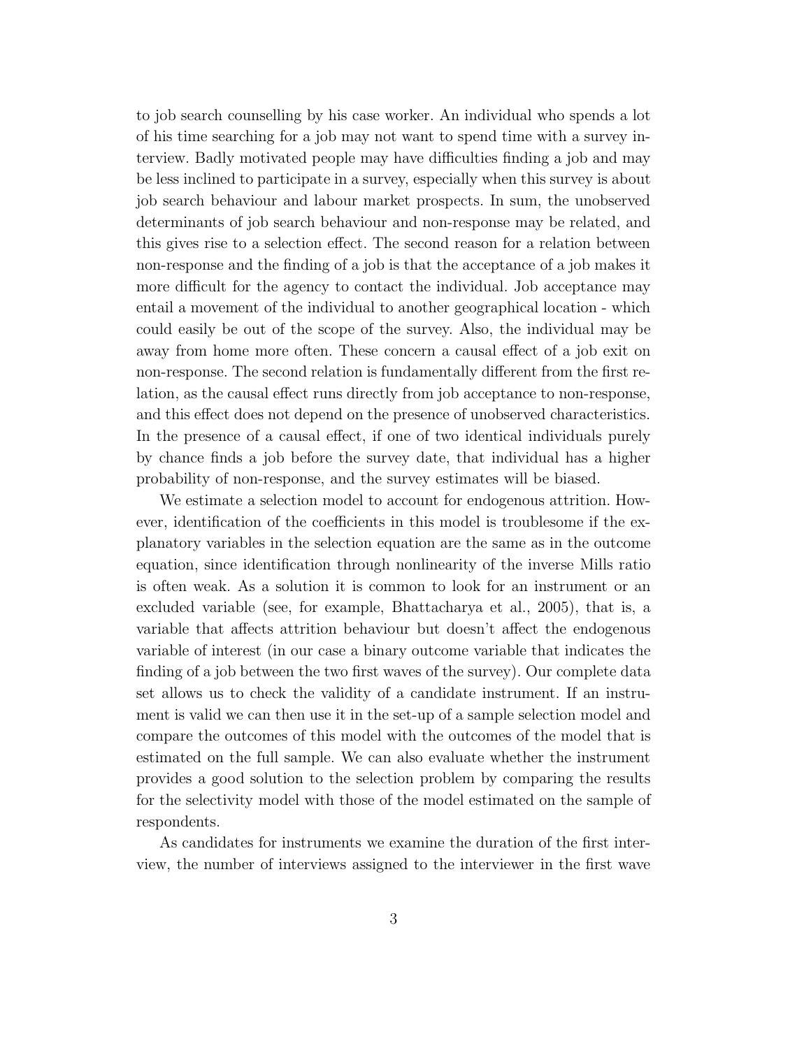to job search counselling by his case worker. An individual who spends a lot of his time searching for a job may not want to spend time with a survey interview. Badly motivated people may have difficulties finding a job and may be less inclined to participate in a survey, especially when this survey is about job search behaviour and labour market prospects. In sum, the unobserved determinants of job search behaviour and non-response may be related, and this gives rise to a selection effect. The second reason for a relation between non-response and the finding of a job is that the acceptance of a job makes it more difficult for the agency to contact the individual. Job acceptance may entail a movement of the individual to another geographical location - which could easily be out of the scope of the survey. Also, the individual may be away from home more often. These concern a causal effect of a job exit on non-response. The second relation is fundamentally different from the first relation, as the causal effect runs directly from job acceptance to non-response, and this effect does not depend on the presence of unobserved characteristics. In the presence of a causal effect, if one of two identical individuals purely by chance finds a job before the survey date, that individual has a higher probability of non-response, and the survey estimates will be biased.

We estimate a selection model to account for endogenous attrition. However, identification of the coefficients in this model is troublesome if the explanatory variables in the selection equation are the same as in the outcome equation, since identification through nonlinearity of the inverse Mills ratio is often weak. As a solution it is common to look for an instrument or an excluded variable (see, for example, Bhattacharya et al., 2005), that is, a variable that affects attrition behaviour but doesn't affect the endogenous variable of interest (in our case a binary outcome variable that indicates the finding of a job between the two first waves of the survey). Our complete data set allows us to check the validity of a candidate instrument. If an instrument is valid we can then use it in the set-up of a sample selection model and compare the outcomes of this model with the outcomes of the model that is estimated on the full sample. We can also evaluate whether the instrument provides a good solution to the selection problem by comparing the results for the selectivity model with those of the model estimated on the sample of respondents.

As candidates for instruments we examine the duration of the first interview, the number of interviews assigned to the interviewer in the first wave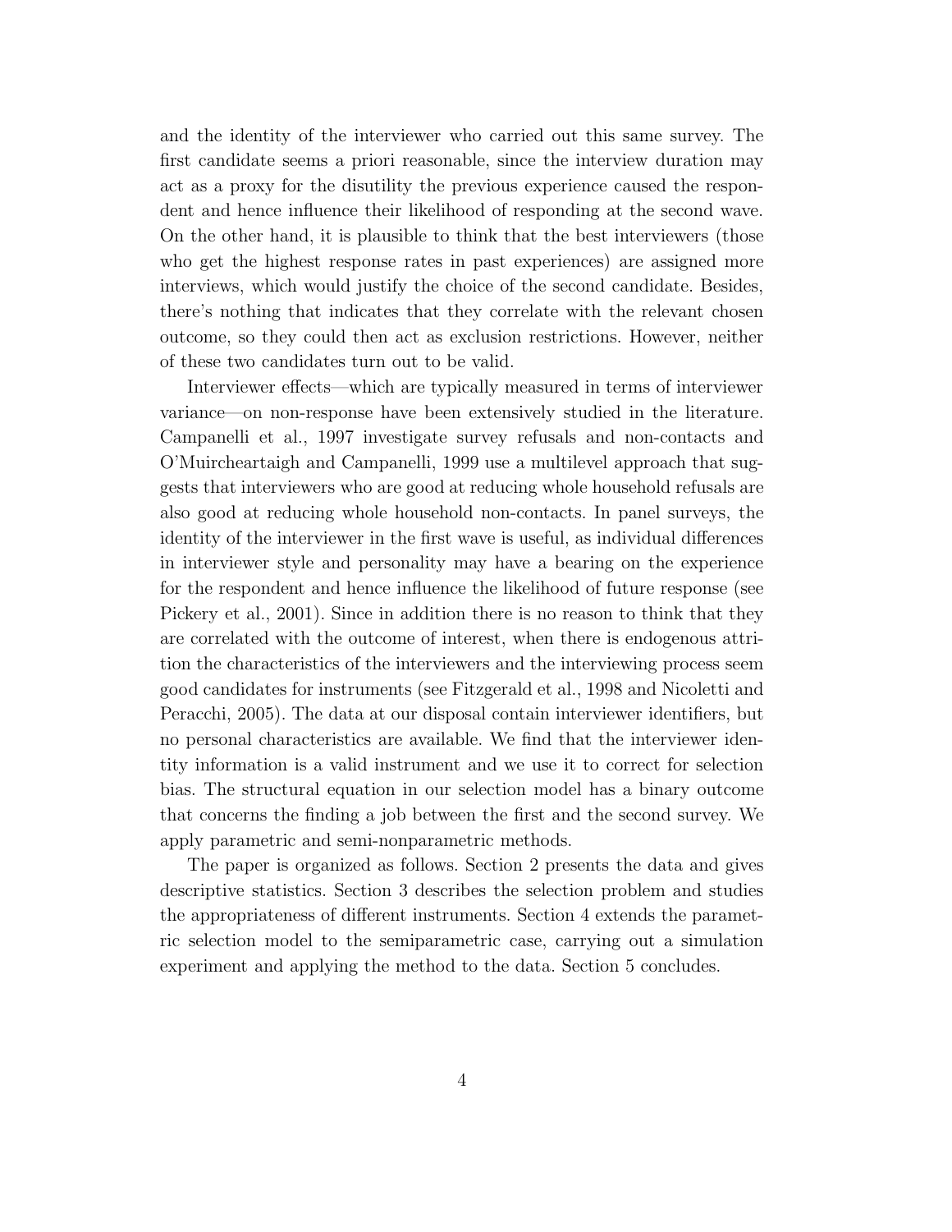and the identity of the interviewer who carried out this same survey. The first candidate seems a priori reasonable, since the interview duration may act as a proxy for the disutility the previous experience caused the respondent and hence influence their likelihood of responding at the second wave. On the other hand, it is plausible to think that the best interviewers (those who get the highest response rates in past experiences) are assigned more interviews, which would justify the choice of the second candidate. Besides, there's nothing that indicates that they correlate with the relevant chosen outcome, so they could then act as exclusion restrictions. However, neither of these two candidates turn out to be valid.

Interviewer effects—which are typically measured in terms of interviewer variance—on non-response have been extensively studied in the literature. Campanelli et al., 1997 investigate survey refusals and non-contacts and O'Muircheartaigh and Campanelli, 1999 use a multilevel approach that suggests that interviewers who are good at reducing whole household refusals are also good at reducing whole household non-contacts. In panel surveys, the identity of the interviewer in the first wave is useful, as individual differences in interviewer style and personality may have a bearing on the experience for the respondent and hence influence the likelihood of future response (see Pickery et al., 2001). Since in addition there is no reason to think that they are correlated with the outcome of interest, when there is endogenous attrition the characteristics of the interviewers and the interviewing process seem good candidates for instruments (see Fitzgerald et al., 1998 and Nicoletti and Peracchi, 2005). The data at our disposal contain interviewer identifiers, but no personal characteristics are available. We find that the interviewer identity information is a valid instrument and we use it to correct for selection bias. The structural equation in our selection model has a binary outcome that concerns the finding a job between the first and the second survey. We apply parametric and semi-nonparametric methods.

The paper is organized as follows. Section 2 presents the data and gives descriptive statistics. Section 3 describes the selection problem and studies the appropriateness of different instruments. Section 4 extends the parametric selection model to the semiparametric case, carrying out a simulation experiment and applying the method to the data. Section 5 concludes.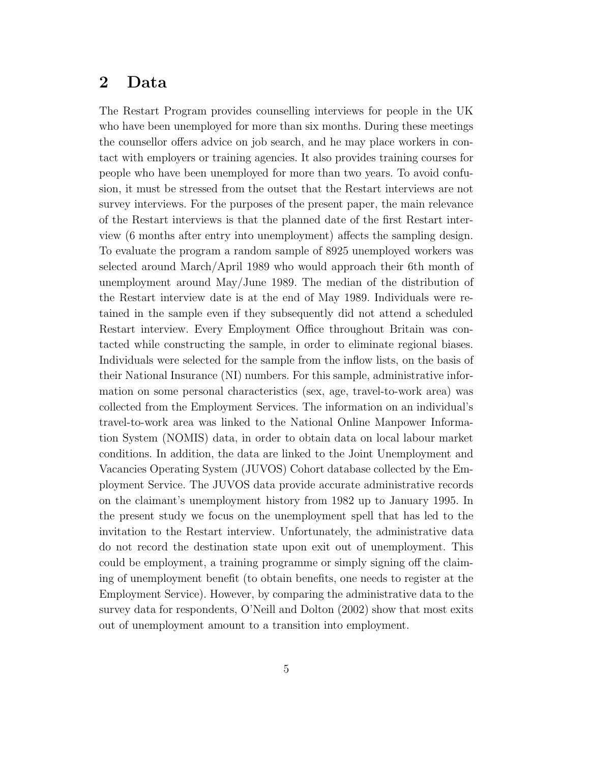## 2 Data

The Restart Program provides counselling interviews for people in the UK who have been unemployed for more than six months. During these meetings the counsellor offers advice on job search, and he may place workers in contact with employers or training agencies. It also provides training courses for people who have been unemployed for more than two years. To avoid confusion, it must be stressed from the outset that the Restart interviews are not survey interviews. For the purposes of the present paper, the main relevance of the Restart interviews is that the planned date of the first Restart interview (6 months after entry into unemployment) affects the sampling design. To evaluate the program a random sample of 8925 unemployed workers was selected around March/April 1989 who would approach their 6th month of unemployment around May/June 1989. The median of the distribution of the Restart interview date is at the end of May 1989. Individuals were retained in the sample even if they subsequently did not attend a scheduled Restart interview. Every Employment Office throughout Britain was contacted while constructing the sample, in order to eliminate regional biases. Individuals were selected for the sample from the inflow lists, on the basis of their National Insurance (NI) numbers. For this sample, administrative information on some personal characteristics (sex, age, travel-to-work area) was collected from the Employment Services. The information on an individual's travel-to-work area was linked to the National Online Manpower Information System (NOMIS) data, in order to obtain data on local labour market conditions. In addition, the data are linked to the Joint Unemployment and Vacancies Operating System (JUVOS) Cohort database collected by the Employment Service. The JUVOS data provide accurate administrative records on the claimant's unemployment history from 1982 up to January 1995. In the present study we focus on the unemployment spell that has led to the invitation to the Restart interview. Unfortunately, the administrative data do not record the destination state upon exit out of unemployment. This could be employment, a training programme or simply signing off the claiming of unemployment benefit (to obtain benefits, one needs to register at the Employment Service). However, by comparing the administrative data to the survey data for respondents, O'Neill and Dolton (2002) show that most exits out of unemployment amount to a transition into employment.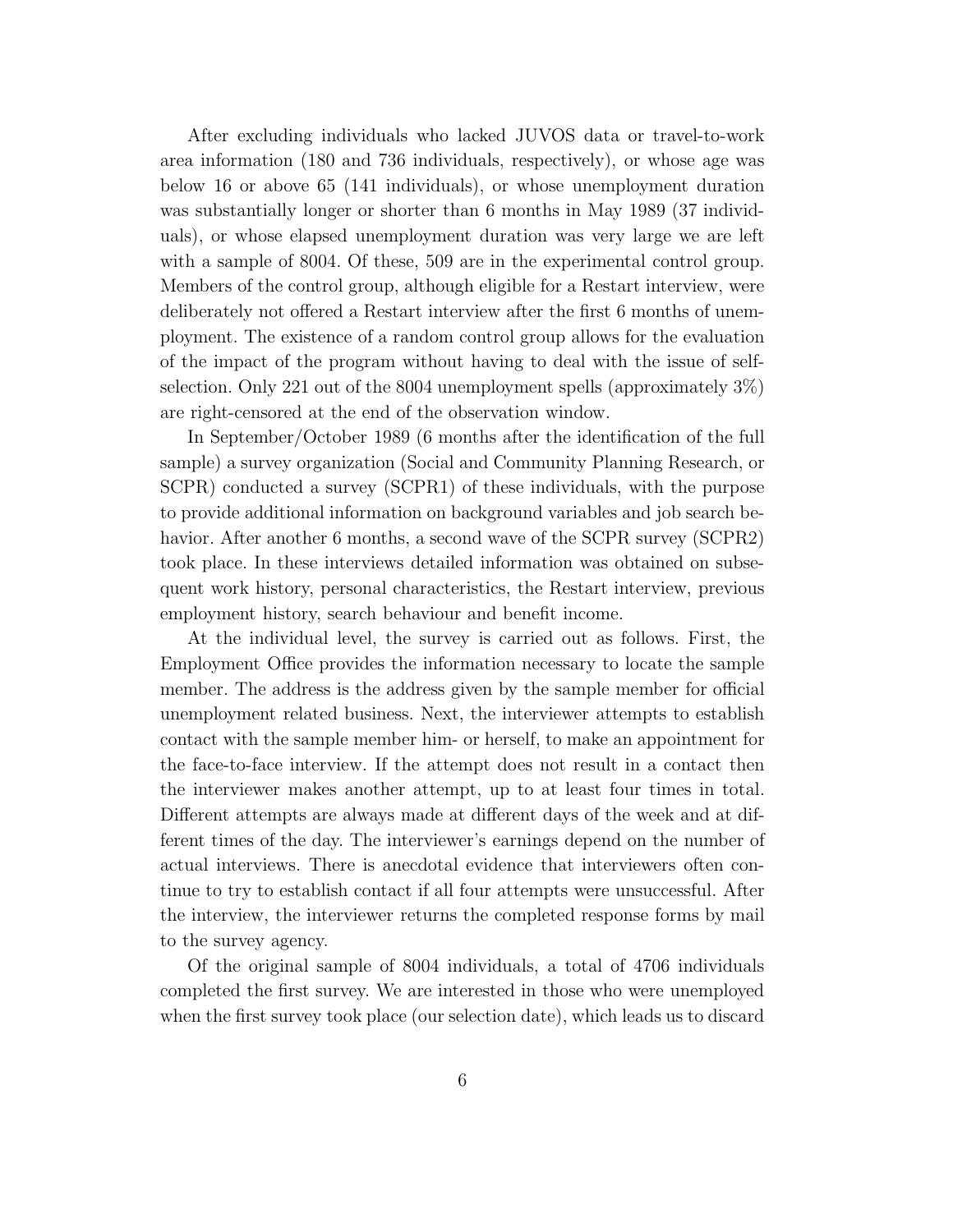After excluding individuals who lacked JUVOS data or travel-to-work area information (180 and 736 individuals, respectively), or whose age was below 16 or above 65 (141 individuals), or whose unemployment duration was substantially longer or shorter than 6 months in May 1989 (37 individuals), or whose elapsed unemployment duration was very large we are left with a sample of 8004. Of these, 509 are in the experimental control group. Members of the control group, although eligible for a Restart interview, were deliberately not offered a Restart interview after the first 6 months of unemployment. The existence of a random control group allows for the evaluation of the impact of the program without having to deal with the issue of self-selection. Only 221 out of the 8004 unemployment spells (approximately 3%) are right-censored at the end of the observation window.

In September/October 1989 (6 months after the identification of the full sample) a survey organization (Social and Community Planning Research, or SCPR) conducted a survey (SCPR1) of these individuals, with the purpose to provide additional information on background variables and job search behavior. After another 6 months, a second wave of the SCPR survey (SCPR2) took place. In these interviews detailed information was obtained on subsequent work history, personal characteristics, the Restart interview, previous employment history, search behaviour and benefit income.

At the individual level, the survey is carried out as follows. First, the Employment Office provides the information necessary to locate the sample member. The address is the address given by the sample member for official unemployment related business. Next, the interviewer attempts to establish contact with the sample member him- or herself, to make an appointment for the face-to-face interview. If the attempt does not result in a contact then the interviewer makes another attempt, up to at least four times in total. Different attempts are always made at different days of the week and at different times of the day. The interviewer's earnings depend on the number of actual interviews. There is anecdotal evidence that interviewers often continue to try to establish contact if all four attempts were unsuccessful. After the interview, the interviewer returns the completed response forms by mail to the survey agency.

Of the original sample of 8004 individuals, a total of 4706 individuals completed the first survey. We are interested in those who were unemployed when the first survey took place (our selection date), which leads us to discard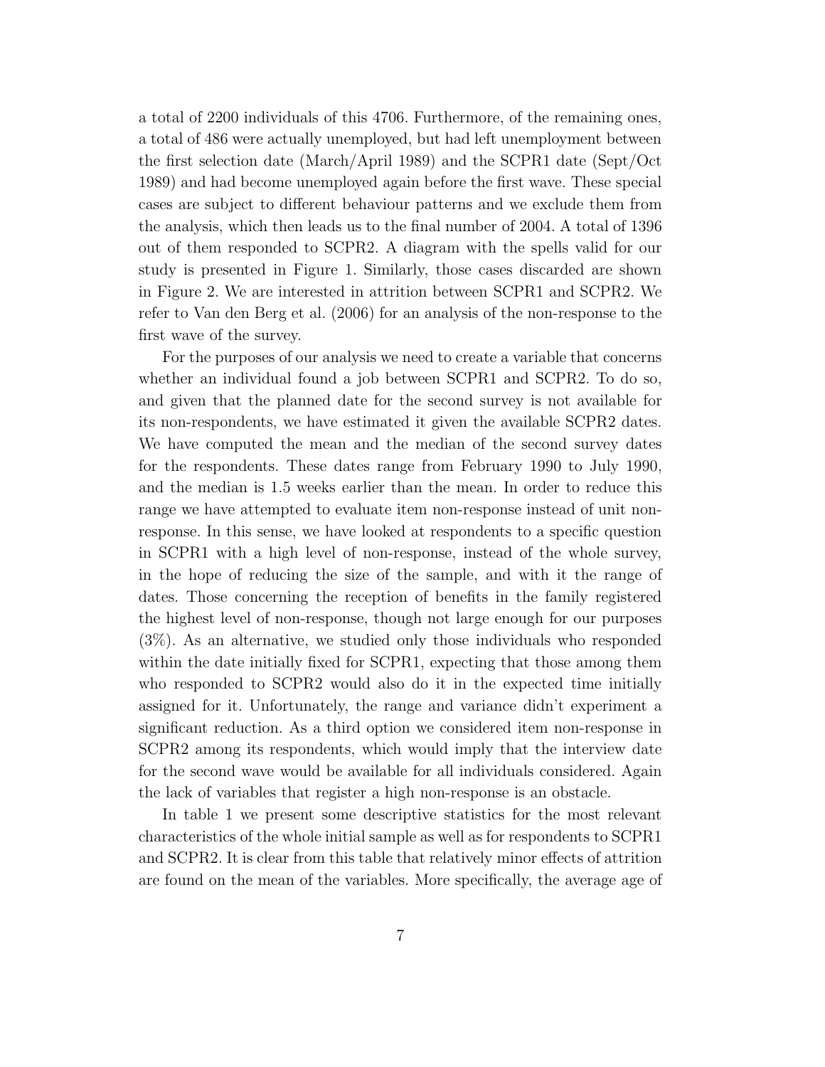a total of 2200 individuals of this 4706. Furthermore, of the remaining ones, a total of 486 were actually unemployed, but had left unemployment between the first selection date (March/April 1989) and the SCPR1 date (Sept/Oct 1989) and had become unemployed again before the first wave. These special cases are subject to different behaviour patterns and we exclude them from the analysis, which then leads us to the final number of 2004. A total of 1396 out of them responded to SCPR2. A diagram with the spells valid for our study is presented in Figure 1. Similarly, those cases discarded are shown in Figure 2. We are interested in attrition between SCPR1 and SCPR2. We refer to Van den Berg et al. (2006) for an analysis of the non-response to the first wave of the survey.

For the purposes of our analysis we need to create a variable that concerns whether an individual found a job between SCPR1 and SCPR2. To do so, and given that the planned date for the second survey is not available for its non-respondents, we have estimated it given the available SCPR2 dates. We have computed the mean and the median of the second survey dates for the respondents. These dates range from February 1990 to July 1990, and the median is 1.5 weeks earlier than the mean. In order to reduce this range we have attempted to evaluate item non-response instead of unit non-response. In this sense, we have looked at respondents to a specific question in SCPR1 with a high level of non-response, instead of the whole survey, in the hope of reducing the size of the sample, and with it the range of dates. Those concerning the reception of benefits in the family registered the highest level of non-response, though not large enough for our purposes (3%). As an alternative, we studied only those individuals who responded within the date initially fixed for SCPR1, expecting that those among them who responded to SCPR2 would also do it in the expected time initially assigned for it. Unfortunately, the range and variance didn't experiment a significant reduction. As a third option we considered item non-response in SCPR2 among its respondents, which would imply that the interview date for the second wave would be available for all individuals considered. Again the lack of variables that register a high non-response is an obstacle.

In table 1 we present some descriptive statistics for the most relevant characteristics of the whole initial sample as well as for respondents to SCPR1 and SCPR2. It is clear from this table that relatively minor effects of attrition are found on the mean of the variables. More specifically, the average age of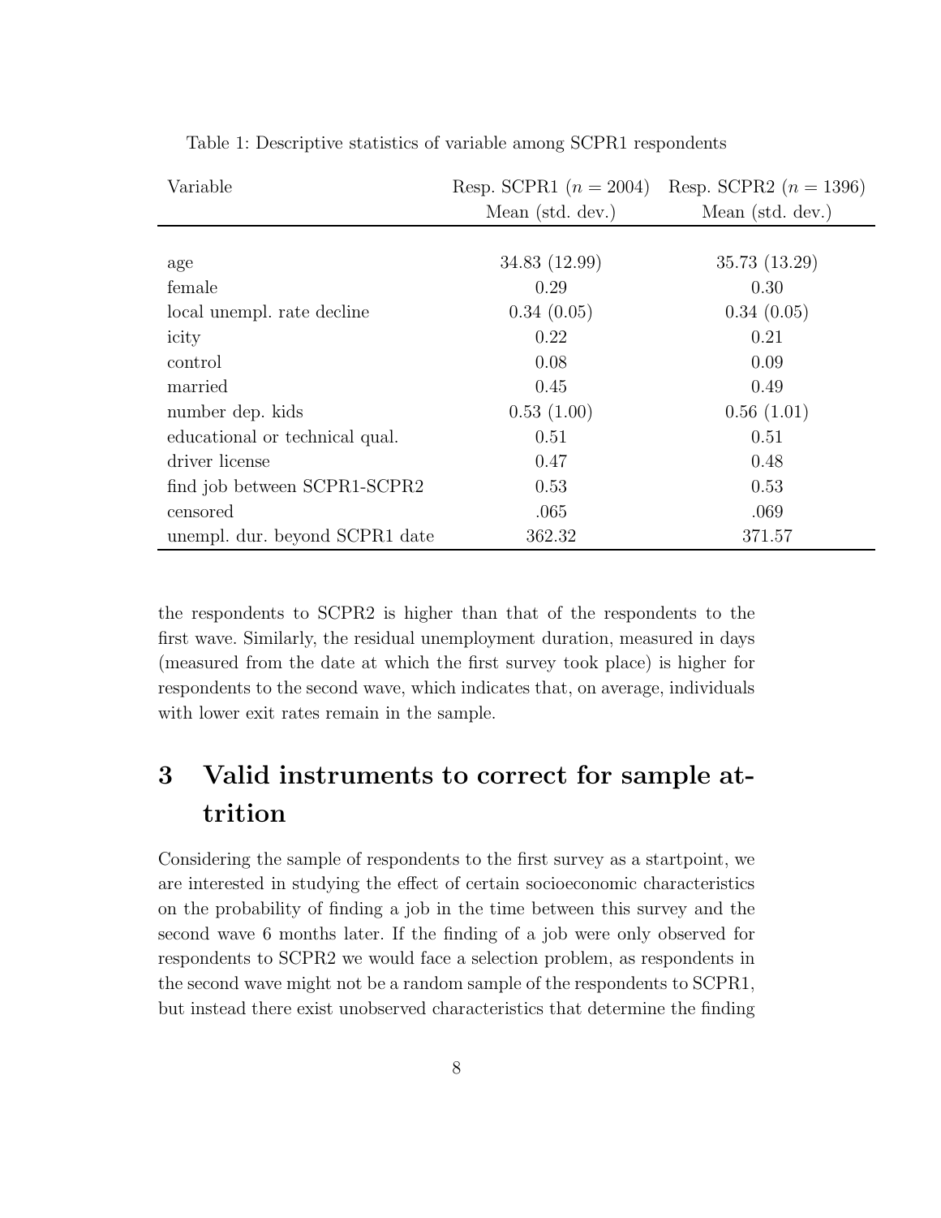Table 1: Descriptive statistics of variable among SCPR1 respondents

| Variable | Resp. SCPR1 ($n = 2004$) Mean (std. dev.) | Resp. SCPR2 ($n = 1396$) Mean (std. dev.) |
|---|---|---|
| age | 34.83 (12.99) | 35.73 (13.29) |
| female | 0.29 | 0.30 |
| local unempl. rate decline | 0.34 (0.05) | 0.34 (0.05) |
| icity | 0.22 | 0.21 |
| control | 0.08 | 0.09 |
| married | 0.45 | 0.49 |
| number dep. kids | 0.53 (1.00) | 0.56 (1.01) |
| educational or technical qual. | 0.51 | 0.51 |
| driver license | 0.47 | 0.48 |
| find job between SCPR1-SCPR2 | 0.53 | 0.53 |
| censored | .065 | .069 |
| unempl. dur. beyond SCPR1 date | 362.32 | 371.57 |

the respondents to SCPR2 is higher than that of the respondents to the first wave. Similarly, the residual unemployment duration, measured in days (measured from the date at which the first survey took place) is higher for respondents to the second wave, which indicates that, on average, individuals with lower exit rates remain in the sample.

# 3 Valid instruments to correct for sample attrition

Considering the sample of respondents to the first survey as a startpoint, we are interested in studying the effect of certain socioeconomic characteristics on the probability of finding a job in the time between this survey and the second wave 6 months later. If the finding of a job were only observed for respondents to SCPR2 we would face a selection problem, as respondents in the second wave might not be a random sample of the respondents to SCPR1, but instead there exist unobserved characteristics that determine the finding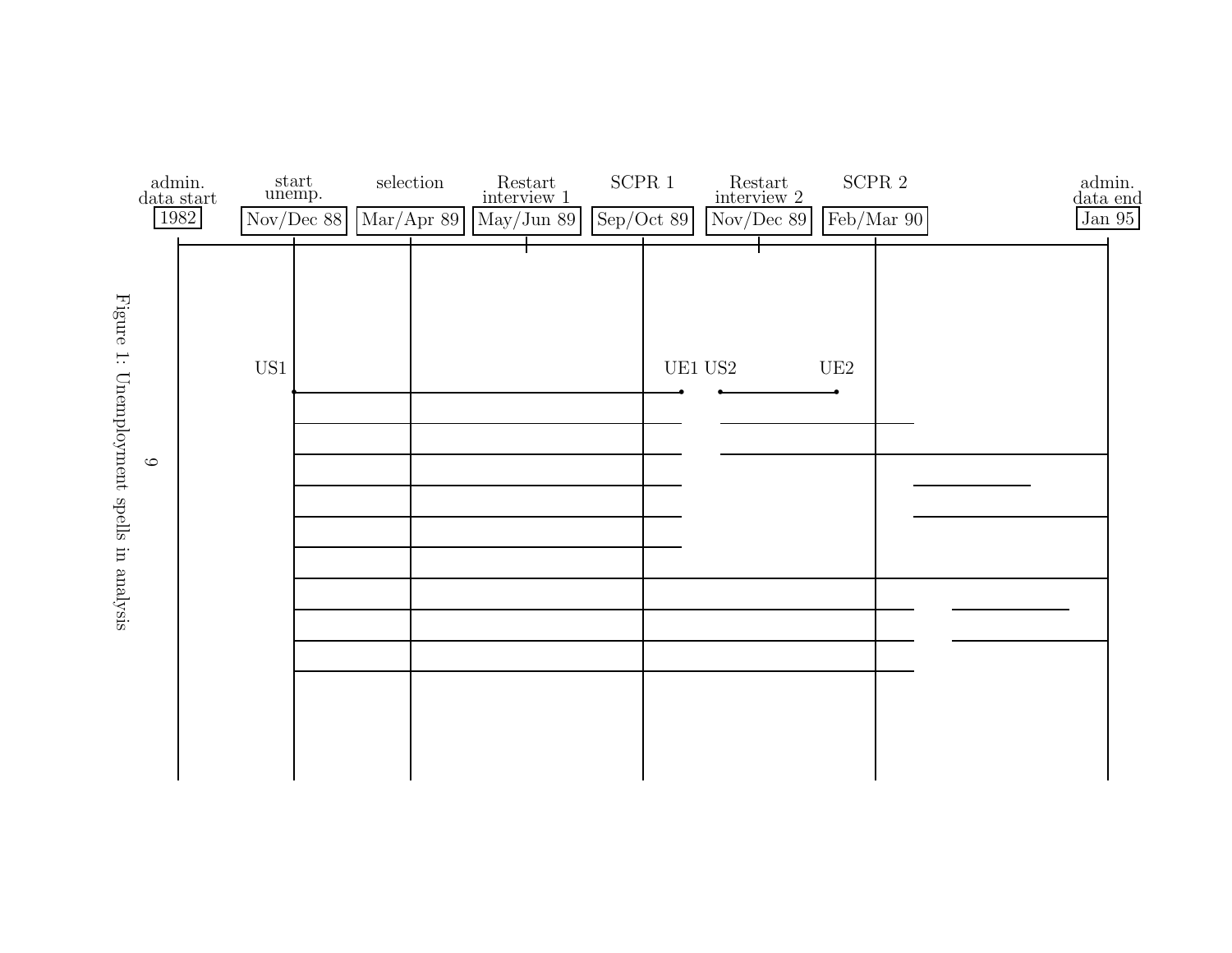| admin. data start | start unemp. | selection | Restart interview 1 | SCPR 1 | Restart interview 2 | SCPR 2 | admin. data end |
| --- | --- | --- | --- | --- | --- | --- | --- |
| 1982 | Nov/Dec 88 | Mar/Apr 89 | May/Jun 89 | Sep/Oct 89 | Nov/Dec 89 | Feb/Mar 90 | Jan 95 |

US1 UE1 US2 UE2

Figure 1: Unemployment spells in analysis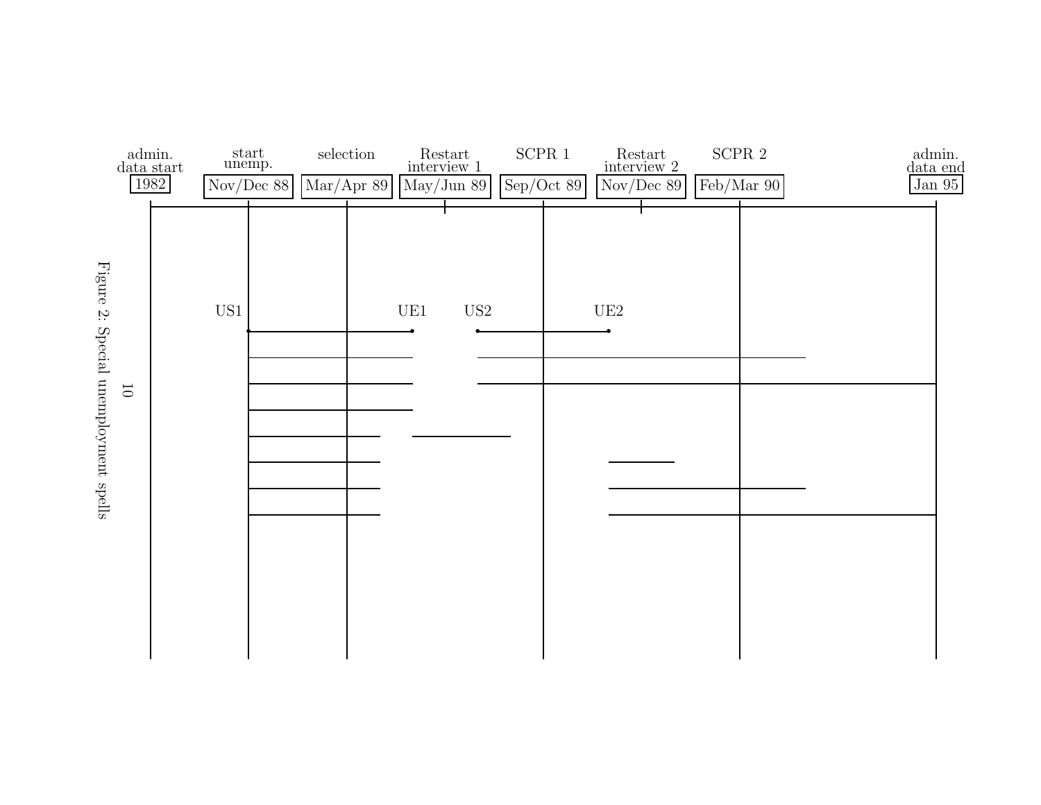admin. data start 1982 | start unemp. Nov/Dec 88 | selection Mar/Apr 89 | Restart interview 1 May/Jun 89 | SCPR 1 Sep/Oct 89 | Restart interview 2 Nov/Dec 89 | SCPR 2 Feb/Mar 90 | admin. data end Jan 95

US1 UE1 US2 UE2

Figure 2: Special unemployment spells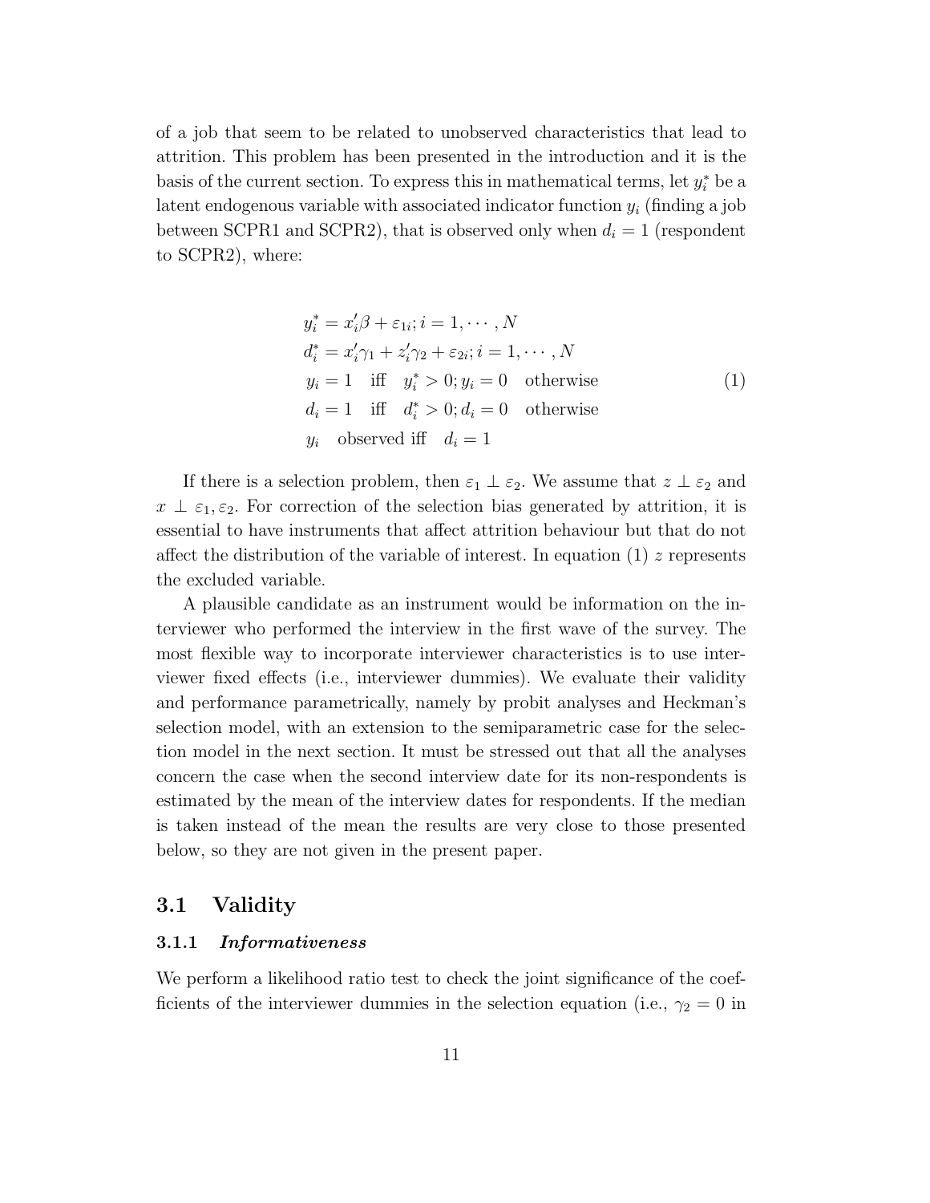of a job that seem to be related to unobserved characteristics that lead to attrition. This problem has been presented in the introduction and it is the basis of the current section. To express this in mathematical terms, let $y_i^*$ be a latent endogenous variable with associated indicator function $y_i$ (finding a job between SCPR1 and SCPR2), that is observed only when $d_i = 1$ (respondent to SCPR2), where:

$$
\begin{aligned}
& y_i^* = x_i'\beta + \varepsilon_{1i}; i = 1, \cdots, N \\
& d_i^* = x_i'\gamma_1 + z_i'\gamma_2 + \varepsilon_{2i}; i = 1, \cdots, N \\
& y_i = 1 \quad \text{iff} \quad y_i^* > 0; y_i = 0 \quad \text{otherwise} \\
& d_i = 1 \quad \text{iff} \quad d_i^* > 0; d_i = 0 \quad \text{otherwise} \\
& y_i \quad \text{observed iff} \quad d_i = 1
\end{aligned}
\tag{1}
$$

If there is a selection problem, then $\varepsilon_1 \perp \varepsilon_2$. We assume that $z \perp \varepsilon_2$ and $x \perp \varepsilon_1, \varepsilon_2$. For correction of the selection bias generated by attrition, it is essential to have instruments that affect attrition behaviour but that do not affect the distribution of the variable of interest. In equation (1) $z$ represents the excluded variable.

A plausible candidate as an instrument would be information on the interviewer who performed the interview in the first wave of the survey. The most flexible way to incorporate interviewer characteristics is to use interviewer fixed effects (i.e., interviewer dummies). We evaluate their validity and performance parametrically, namely by probit analyses and Heckman's selection model, with an extension to the semiparametric case for the selection model in the next section. It must be stressed out that all the analyses concern the case when the second interview date for its non-respondents is estimated by the mean of the interview dates for respondents. If the median is taken instead of the mean the results are very close to those presented below, so they are not given in the present paper.

## 3.1 Validity

### 3.1.1 *Informativeness*

We perform a likelihood ratio test to check the joint significance of the coefficients of the interviewer dummies in the selection equation (i.e., $\gamma_2 = 0$ in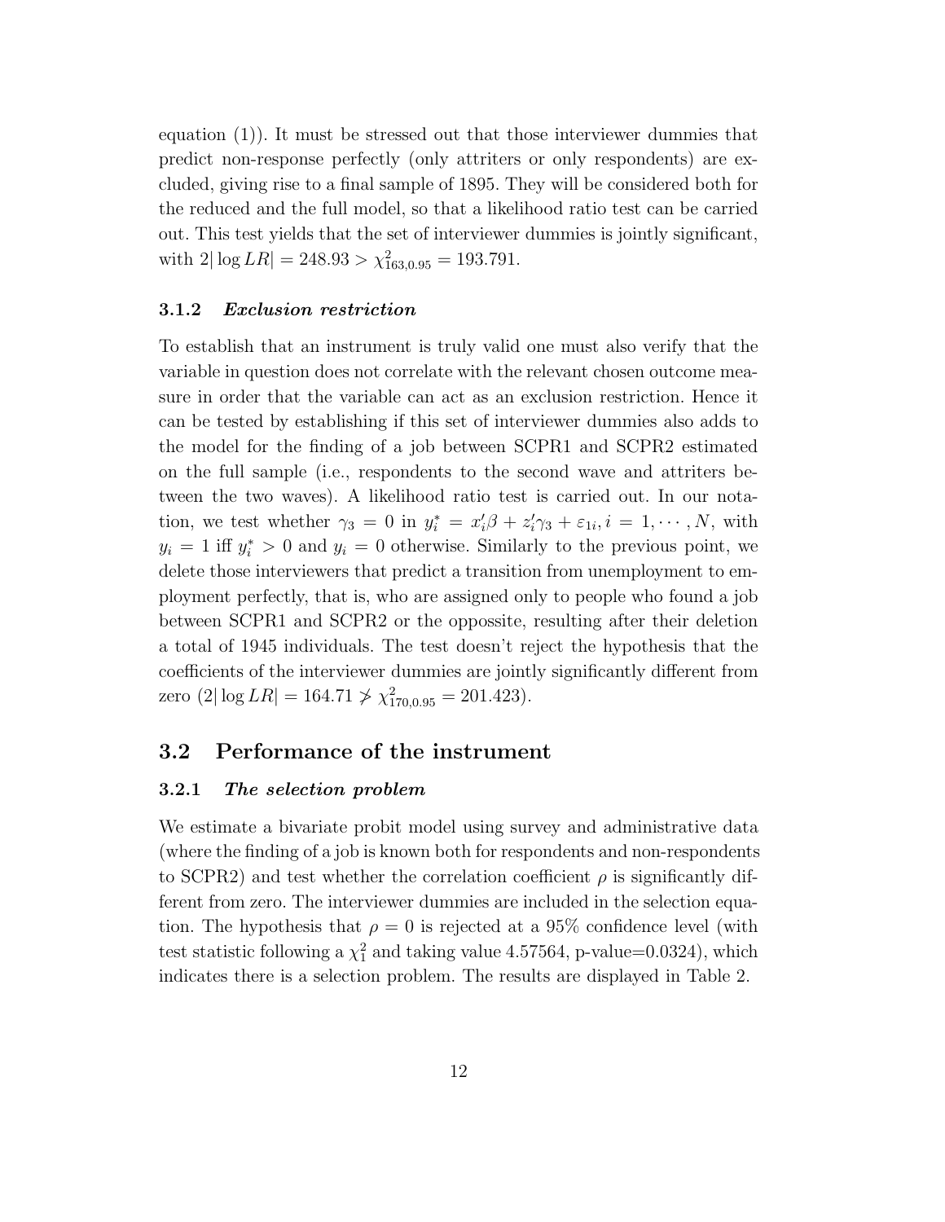equation (1)). It must be stressed out that those interviewer dummies that predict non-response perfectly (only attriters or only respondents) are excluded, giving rise to a final sample of 1895. They will be considered both for the reduced and the full model, so that a likelihood ratio test can be carried out. This test yields that the set of interviewer dummies is jointly significant, with $2|\log LR| = 248.93 > \chi^2_{163,0.95} = 193.791$.

### 3.1.2 *Exclusion restriction*

To establish that an instrument is truly valid one must also verify that the variable in question does not correlate with the relevant chosen outcome measure in order that the variable can act as an exclusion restriction. Hence it can be tested by establishing if this set of interviewer dummies also adds to the model for the finding of a job between SCPR1 and SCPR2 estimated on the full sample (i.e., respondents to the second wave and attriters between the two waves). A likelihood ratio test is carried out. In our notation, we test whether $\gamma_3 = 0$ in $y_i^* = x_i'\beta + z_i'\gamma_3 + \varepsilon_{1i}, i = 1, \cdots, N$, with $y_i = 1$ iff $y_i^* > 0$ and $y_i = 0$ otherwise. Similarly to the previous point, we delete those interviewers that predict a transition from unemployment to employment perfectly, that is, who are assigned only to people who found a job between SCPR1 and SCPR2 or the oppossite, resulting after their deletion a total of 1945 individuals. The test doesn't reject the hypothesis that the coefficients of the interviewer dummies are jointly significantly different from zero ($2|\log LR| = 164.71 \not> \chi^2_{170,0.95} = 201.423$).

## 3.2 Performance of the instrument

### 3.2.1 *The selection problem*

We estimate a bivariate probit model using survey and administrative data (where the finding of a job is known both for respondents and non-respondents to SCPR2) and test whether the correlation coefficient $\rho$ is significantly different from zero. The interviewer dummies are included in the selection equation. The hypothesis that $\rho = 0$ is rejected at a 95% confidence level (with test statistic following a $\chi^2_1$ and taking value 4.57564, p-value=0.0324), which indicates there is a selection problem. The results are displayed in Table 2.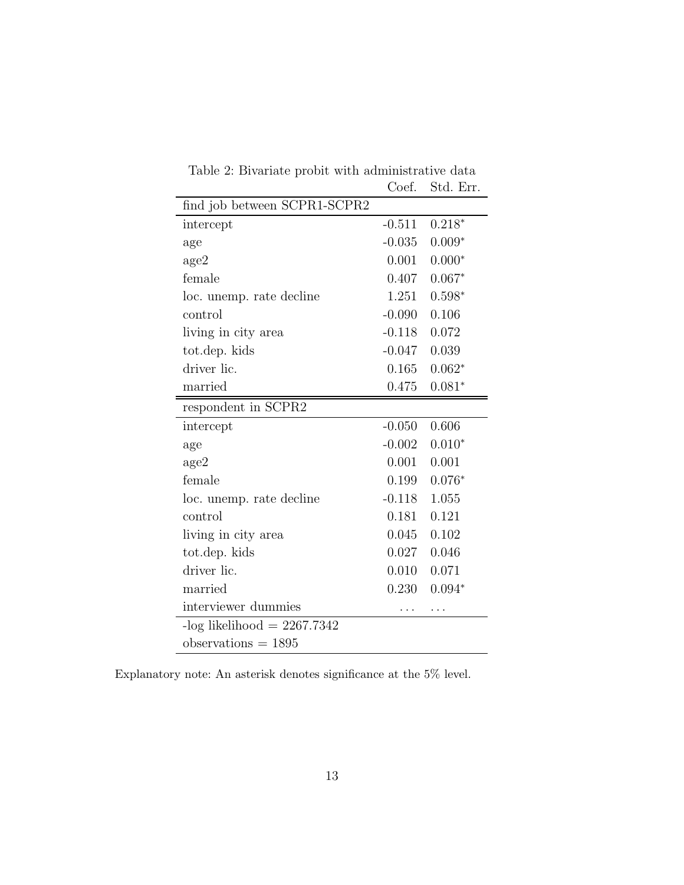Table 2: Bivariate probit with administrative data

| | Coef. | Std. Err. |
|---|---|---|
| find job between SCPR1-SCPR2 | | |
| intercept | -0.511 | 0.218* |
| age | -0.035 | 0.009* |
| age2 | 0.001 | 0.000* |
| female | 0.407 | 0.067* |
| loc. unemp. rate decline | 1.251 | 0.598* |
| control | -0.090 | 0.106 |
| living in city area | -0.118 | 0.072 |
| tot.dep. kids | -0.047 | 0.039 |
| driver lic. | 0.165 | 0.062* |
| married | 0.475 | 0.081* |
| respondent in SCPR2 | | |
| intercept | -0.050 | 0.606 |
| age | -0.002 | 0.010* |
| age2 | 0.001 | 0.001 |
| female | 0.199 | 0.076* |
| loc. unemp. rate decline | -0.118 | 1.055 |
| control | 0.181 | 0.121 |
| living in city area | 0.045 | 0.102 |
| tot.dep. kids | 0.027 | 0.046 |
| driver lic. | 0.010 | 0.071 |
| married | 0.230 | 0.094* |
| interviewer dummies | ... | ... |
| -log likelihood = 2267.7342 | | |
| observations = 1895 | | |

Explanatory note: An asterisk denotes significance at the 5% level.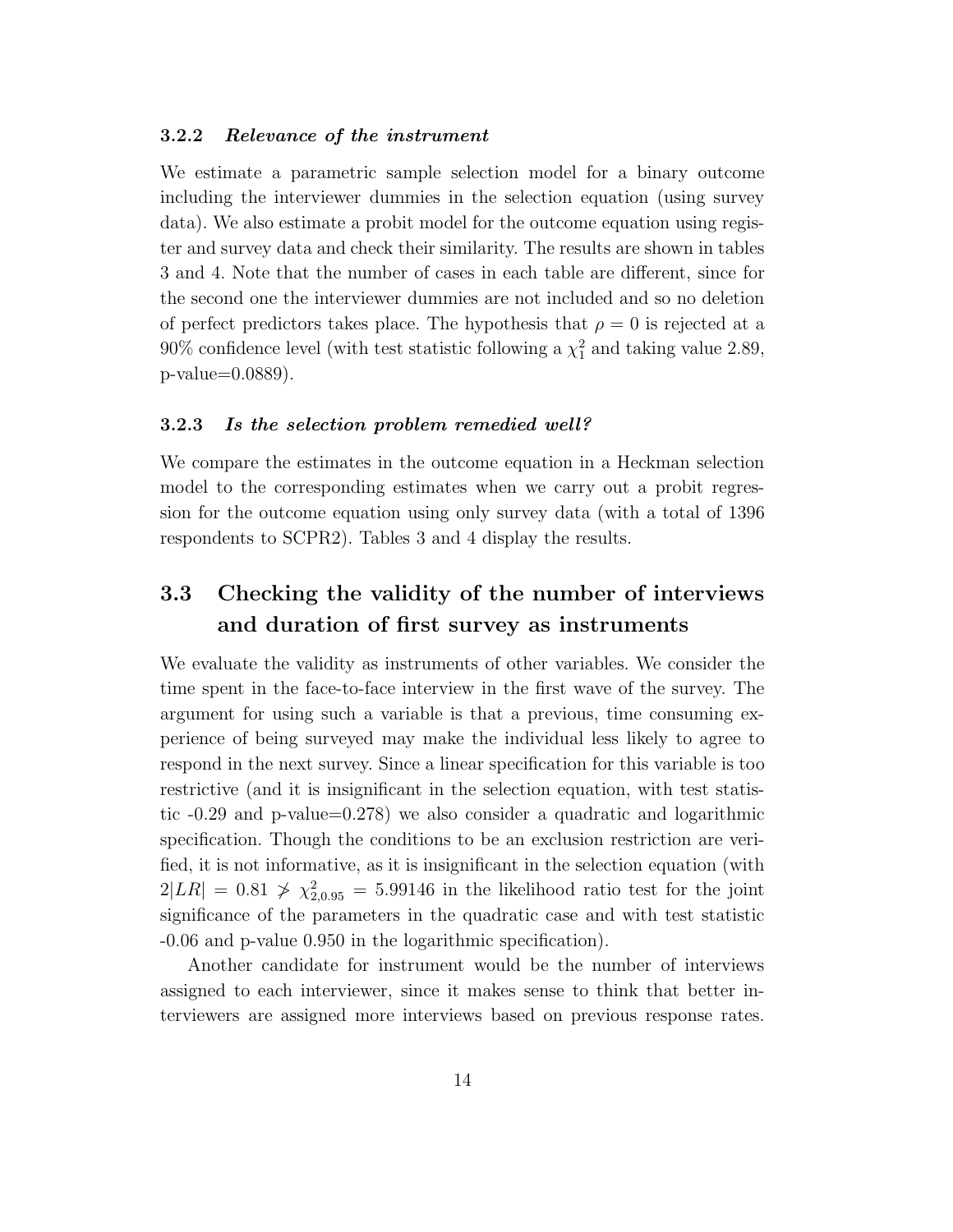#### 3.2.2 *Relevance of the instrument*

We estimate a parametric sample selection model for a binary outcome including the interviewer dummies in the selection equation (using survey data). We also estimate a probit model for the outcome equation using register and survey data and check their similarity. The results are shown in tables 3 and 4. Note that the number of cases in each table are different, since for the second one the interviewer dummies are not included and so no deletion of perfect predictors takes place. The hypothesis that $\rho = 0$ is rejected at a 90% confidence level (with test statistic following a $\chi^2_1$ and taking value 2.89, p-value=0.0889).

#### 3.2.3 *Is the selection problem remedied well?*

We compare the estimates in the outcome equation in a Heckman selection model to the corresponding estimates when we carry out a probit regression for the outcome equation using only survey data (with a total of 1396 respondents to SCPR2). Tables 3 and 4 display the results.

## 3.3 Checking the validity of the number of interviews and duration of first survey as instruments

We evaluate the validity as instruments of other variables. We consider the time spent in the face-to-face interview in the first wave of the survey. The argument for using such a variable is that a previous, time consuming experience of being surveyed may make the individual less likely to agree to respond in the next survey. Since a linear specification for this variable is too restrictive (and it is insignificant in the selection equation, with test statistic -0.29 and p-value=0.278) we also consider a quadratic and logarithmic specification. Though the conditions to be an exclusion restriction are verified, it is not informative, as it is insignificant in the selection equation (with $2|LR| = 0.81 \not> \chi^2_{2,0.95} = 5.99146$ in the likelihood ratio test for the joint significance of the parameters in the quadratic case and with test statistic -0.06 and p-value 0.950 in the logarithmic specification).

Another candidate for instrument would be the number of interviews assigned to each interviewer, since it makes sense to think that better interviewers are assigned more interviews based on previous response rates.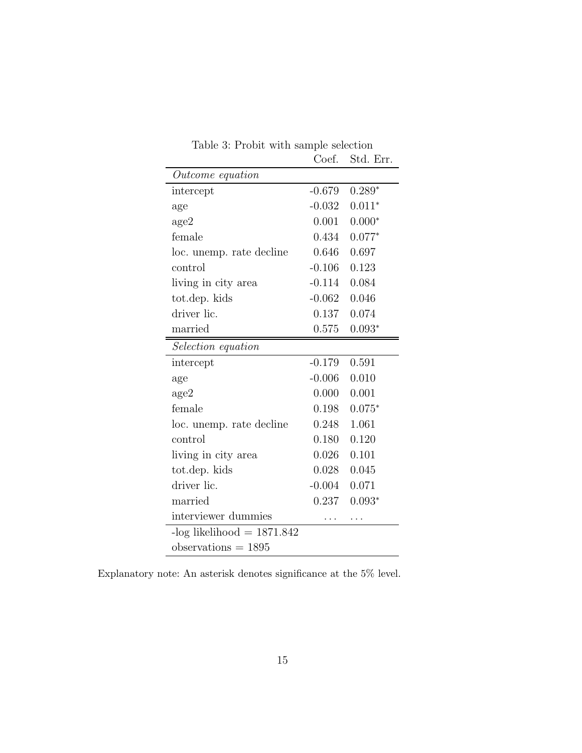Table 3: Probit with sample selection

| | Coef. | Std. Err. |
|---|---|---|
| *Outcome equation* | | |
| intercept | -0.679 | 0.289* |
| age | -0.032 | 0.011* |
| age2 | 0.001 | 0.000* |
| female | 0.434 | 0.077* |
| loc. unemp. rate decline | 0.646 | 0.697 |
| control | -0.106 | 0.123 |
| living in city area | -0.114 | 0.084 |
| tot.dep. kids | -0.062 | 0.046 |
| driver lic. | 0.137 | 0.074 |
| married | 0.575 | 0.093* |
| *Selection equation* | | |
| intercept | -0.179 | 0.591 |
| age | -0.006 | 0.010 |
| age2 | 0.000 | 0.001 |
| female | 0.198 | 0.075* |
| loc. unemp. rate decline | 0.248 | 1.061 |
| control | 0.180 | 0.120 |
| living in city area | 0.026 | 0.101 |
| tot.dep. kids | 0.028 | 0.045 |
| driver lic. | -0.004 | 0.071 |
| married | 0.237 | 0.093* |
| interviewer dummies | ... | ... |
| -log likelihood = 1871.842 | | |
| observations = 1895 | | |

Explanatory note: An asterisk denotes significance at the 5% level.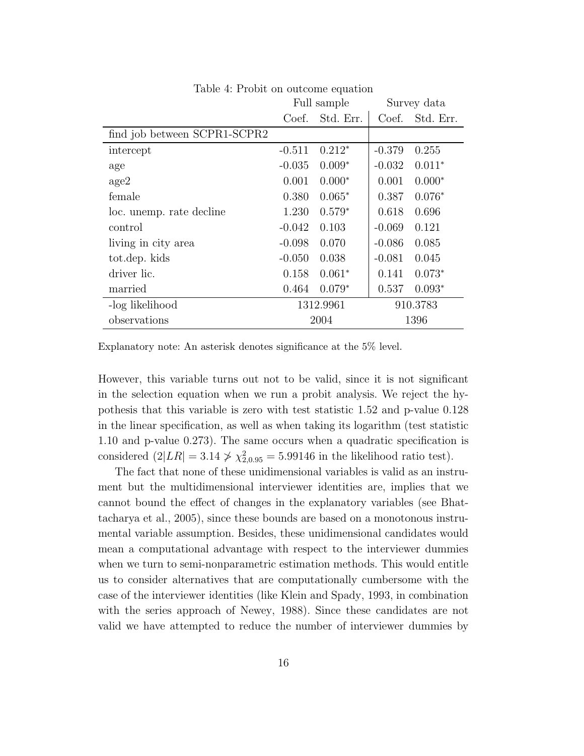Table 4: Probit on outcome equation

| | Full sample | | Survey data | |
|---|---|---|---|---|
| | Coef. | Std. Err. | Coef. | Std. Err. |
| find job between SCPR1-SCPR2 | | | | |
| intercept | -0.511 | 0.212* | -0.379 | 0.255 |
| age | -0.035 | 0.009* | -0.032 | 0.011* |
| age2 | 0.001 | 0.000* | 0.001 | 0.000* |
| female | 0.380 | 0.065* | 0.387 | 0.076* |
| loc. unemp. rate decline | 1.230 | 0.579* | 0.618 | 0.696 |
| control | -0.042 | 0.103 | -0.069 | 0.121 |
| living in city area | -0.098 | 0.070 | -0.086 | 0.085 |
| tot.dep. kids | -0.050 | 0.038 | -0.081 | 0.045 |
| driver lic. | 0.158 | 0.061* | 0.141 | 0.073* |
| married | 0.464 | 0.079* | 0.537 | 0.093* |
| -log likelihood | 1312.9961 | | 910.3783 | |
| observations | 2004 | | 1396 | |

Explanatory note: An asterisk denotes significance at the 5% level.

However, this variable turns out not to be valid, since it is not significant in the selection equation when we run a probit analysis. We reject the hypothesis that this variable is zero with test statistic 1.52 and p-value 0.128 in the linear specification, as well as when taking its logarithm (test statistic 1.10 and p-value 0.273). The same occurs when a quadratic specification is considered ($2|LR| = 3.14 \not> \chi^2_{2,0.95} = 5.99146$ in the likelihood ratio test).

The fact that none of these unidimensional variables is valid as an instrument but the multidimensional interviewer identities are, implies that we cannot bound the effect of changes in the explanatory variables (see Bhattacharya et al., 2005), since these bounds are based on a monotonous instrumental variable assumption. Besides, these unidimensional candidates would mean a computational advantage with respect to the interviewer dummies when we turn to semi-nonparametric estimation methods. This would entitle us to consider alternatives that are computationally cumbersome with the case of the interviewer identities (like Klein and Spady, 1993, in combination with the series approach of Newey, 1988). Since these candidates are not valid we have attempted to reduce the number of interviewer dummies by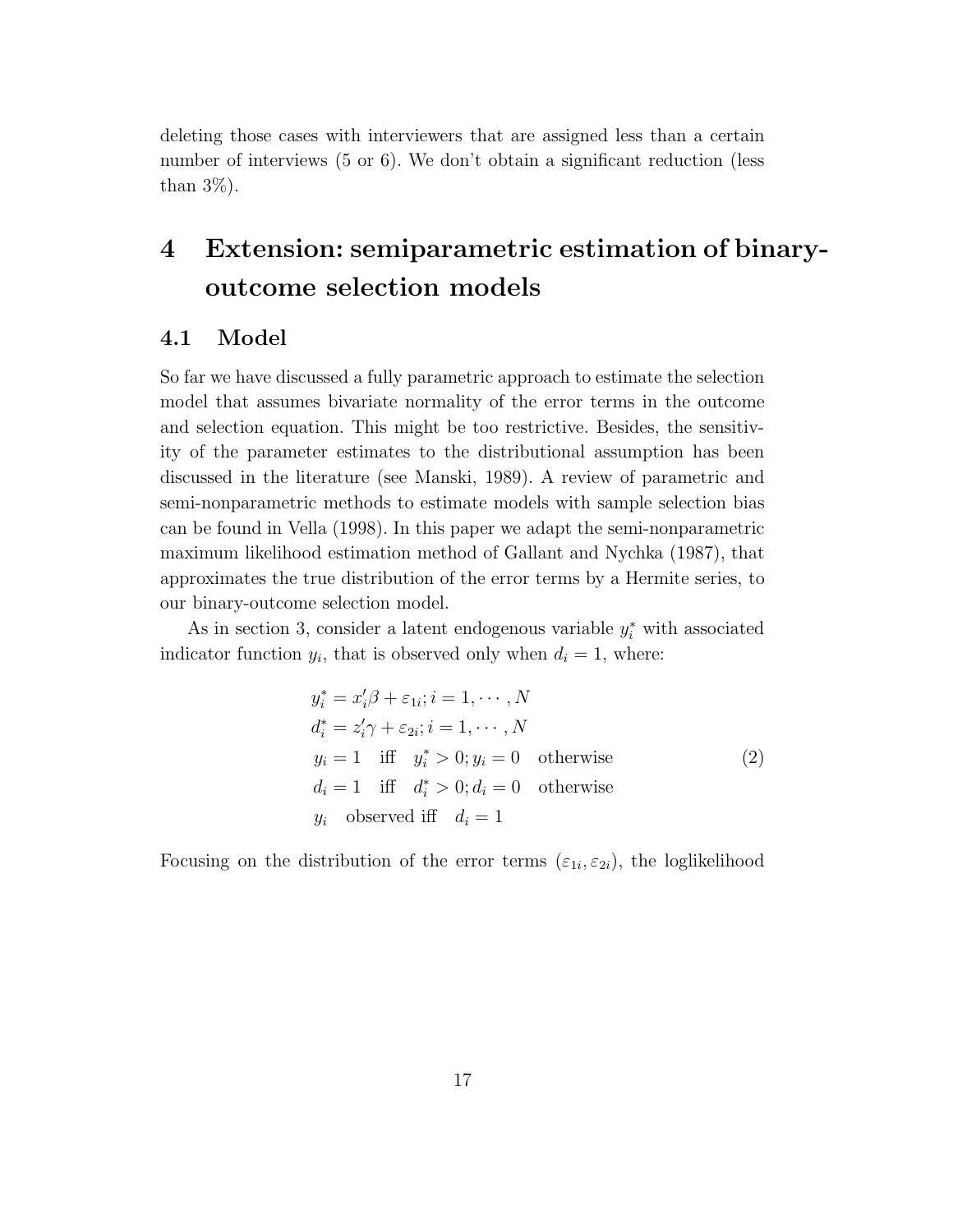deleting those cases with interviewers that are assigned less than a certain number of interviews (5 or 6). We don't obtain a significant reduction (less than 3%).

# 4 Extension: semiparametric estimation of binary-outcome selection models

## 4.1 Model

So far we have discussed a fully parametric approach to estimate the selection model that assumes bivariate normality of the error terms in the outcome and selection equation. This might be too restrictive. Besides, the sensitivity of the parameter estimates to the distributional assumption has been discussed in the literature (see Manski, 1989). A review of parametric and semi-nonparametric methods to estimate models with sample selection bias can be found in Vella (1998). In this paper we adapt the semi-nonparametric maximum likelihood estimation method of Gallant and Nychka (1987), that approximates the true distribution of the error terms by a Hermite series, to our binary-outcome selection model.

As in section 3, consider a latent endogenous variable $y_i^*$ with associated indicator function $y_i$, that is observed only when $d_i = 1$, where:

$$
\begin{aligned}
& y_i^* = x_i'\beta + \varepsilon_{1i}; i = 1, \cdots, N \\
& d_i^* = z_i'\gamma + \varepsilon_{2i}; i = 1, \cdots, N \\
& y_i = 1 \quad \text{iff} \quad y_i^* > 0; y_i = 0 \quad \text{otherwise} \\
& d_i = 1 \quad \text{iff} \quad d_i^* > 0; d_i = 0 \quad \text{otherwise} \\
& y_i \quad \text{observed iff} \quad d_i = 1
\end{aligned}
\tag{2}
$$

Focusing on the distribution of the error terms $(\varepsilon_{1i}, \varepsilon_{2i})$, the loglikelihood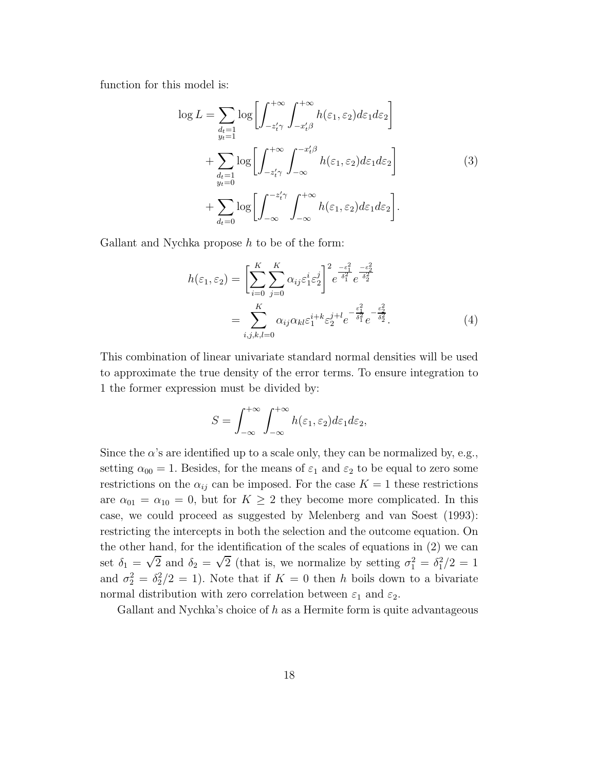function for this model is:

$$
\begin{aligned}
\log L = & \sum_{\substack{d_t=1 \\ y_t=1}} \log \left[ \int_{-z_t'\gamma}^{+\infty} \int_{-x_t'\beta}^{+\infty} h(\varepsilon_1, \varepsilon_2) d\varepsilon_1 d\varepsilon_2 \right] \\
& + \sum_{\substack{d_t=1 \\ y_t=0}} \log \left[ \int_{-z_t'\gamma}^{+\infty} \int_{-\infty}^{-x_t'\beta} h(\varepsilon_1, \varepsilon_2) d\varepsilon_1 d\varepsilon_2 \right] \\
& + \sum_{d_t=0} \log \left[ \int_{-\infty}^{-z_t'\gamma} \int_{-\infty}^{+\infty} h(\varepsilon_1, \varepsilon_2) d\varepsilon_1 d\varepsilon_2 \right].
\end{aligned} \tag{3}
$$

Gallant and Nychka propose $h$ to be of the form:

$$
\begin{aligned}
h(\varepsilon_1, \varepsilon_2) &= \left[ \sum_{i=0}^{K} \sum_{j=0}^{K} \alpha_{ij} \varepsilon_1^i \varepsilon_2^j \right]^2 e^{\frac{-\varepsilon_1^2}{\delta_1^2}} e^{\frac{-\varepsilon_2^2}{\delta_2^2}} \\
&= \sum_{i,j,k,l=0}^{K} \alpha_{ij} \alpha_{kl} \varepsilon_1^{i+k} \varepsilon_2^{j+l} e^{-\frac{\varepsilon_1^2}{\delta_1^2}} e^{-\frac{\varepsilon_2^2}{\delta_2^2}}.
\end{aligned} \tag{4}
$$

This combination of linear univariate standard normal densities will be used to approximate the true density of the error terms. To ensure integration to 1 the former expression must be divided by:

$$
S = \int_{-\infty}^{+\infty} \int_{-\infty}^{+\infty} h(\varepsilon_1, \varepsilon_2) d\varepsilon_1 d\varepsilon_2,
$$

Since the $\alpha$'s are identified up to a scale only, they can be normalized by, e.g., setting $\alpha_{00} = 1$. Besides, for the means of $\varepsilon_1$ and $\varepsilon_2$ to be equal to zero some restrictions on the $\alpha_{ij}$ can be imposed. For the case $K = 1$ these restrictions are $\alpha_{01} = \alpha_{10} = 0$, but for $K \geq 2$ they become more complicated. In this case, we could proceed as suggested by Melenberg and van Soest (1993): restricting the intercepts in both the selection and the outcome equation. On the other hand, for the identification of the scales of equations in (2) we can set $\delta_1 = \sqrt{2}$ and $\delta_2 = \sqrt{2}$ (that is, we normalize by setting $\sigma_1^2 = \delta_1^2/2 = 1$ and $\sigma_2^2 = \delta_2^2/2 = 1$). Note that if $K = 0$ then $h$ boils down to a bivariate normal distribution with zero correlation between $\varepsilon_1$ and $\varepsilon_2$.

Gallant and Nychka's choice of $h$ as a Hermite form is quite advantageous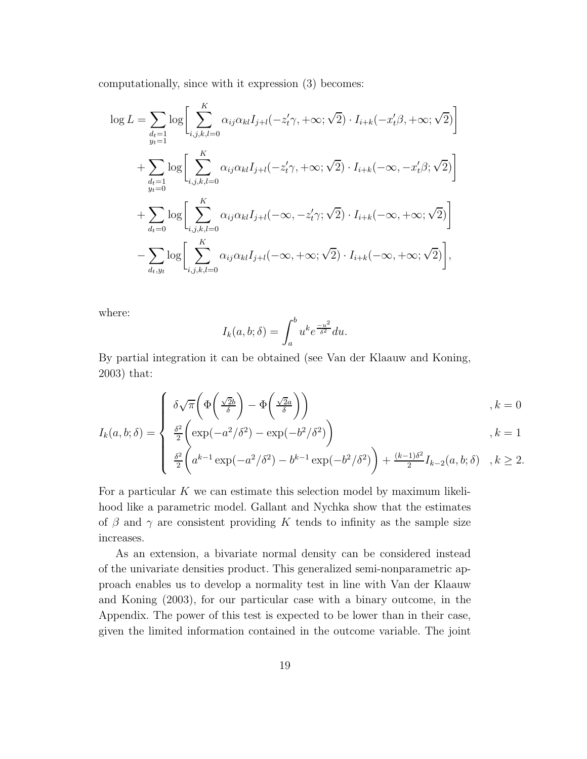computationally, since with it expression (3) becomes:

$$
\begin{aligned}
\log L = & \sum_{\substack{d_t=1 \\ y_t=1}} \log\Bigg[ \sum_{i,j,k,l=0}^{K} \alpha_{ij}\alpha_{kl} I_{j+l}(-z_t'\gamma, +\infty; \sqrt{2}) \cdot I_{i+k}(-x_t'\beta, +\infty; \sqrt{2}) \Bigg] \\
& + \sum_{\substack{d_t=1 \\ y_t=0}} \log\Bigg[ \sum_{i,j,k,l=0}^{K} \alpha_{ij}\alpha_{kl} I_{j+l}(-z_t'\gamma, +\infty; \sqrt{2}) \cdot I_{i+k}(-\infty, -x_t'\beta; \sqrt{2}) \Bigg] \\
& + \sum_{d_t=0} \log\Bigg[ \sum_{i,j,k,l=0}^{K} \alpha_{ij}\alpha_{kl} I_{j+l}(-\infty, -z_t'\gamma; \sqrt{2}) \cdot I_{i+k}(-\infty, +\infty; \sqrt{2}) \Bigg] \\
& - \sum_{d_t, y_t} \log\Bigg[ \sum_{i,j,k,l=0}^{K} \alpha_{ij}\alpha_{kl} I_{j+l}(-\infty, +\infty; \sqrt{2}) \cdot I_{i+k}(-\infty, +\infty; \sqrt{2}) \Bigg],
\end{aligned}
$$

where:

$$
I_k(a, b; \delta) = \int_a^b u^k e^{\frac{-u^2}{\delta^2}} du.
$$

By partial integration it can be obtained (see Van der Klaauw and Koning, 2003) that:

$$
I_k(a, b; \delta) = \begin{cases} \delta\sqrt{\pi}\Bigg( \Phi\bigg(\frac{\sqrt{2}b}{\delta}\bigg) - \Phi\bigg(\frac{\sqrt{2}a}{\delta}\bigg) \Bigg) & , k = 0 \\ \frac{\delta^2}{2}\Bigg( \exp(-a^2/\delta^2) - \exp(-b^2/\delta^2) \Bigg) & , k = 1 \\ \frac{\delta^2}{2}\Bigg( a^{k-1}\exp(-a^2/\delta^2) - b^{k-1}\exp(-b^2/\delta^2) \Bigg) + \frac{(k-1)\delta^2}{2} I_{k-2}(a, b; \delta) & , k \geq 2. \end{cases}
$$

For a particular $K$ we can estimate this selection model by maximum likelihood like a parametric model. Gallant and Nychka show that the estimates of $\beta$ and $\gamma$ are consistent providing $K$ tends to infinity as the sample size increases.

As an extension, a bivariate normal density can be considered instead of the univariate densities product. This generalized semi-nonparametric approach enables us to develop a normality test in line with Van der Klaauw and Koning (2003), for our particular case with a binary outcome, in the Appendix. The power of this test is expected to be lower than in their case, given the limited information contained in the outcome variable. The joint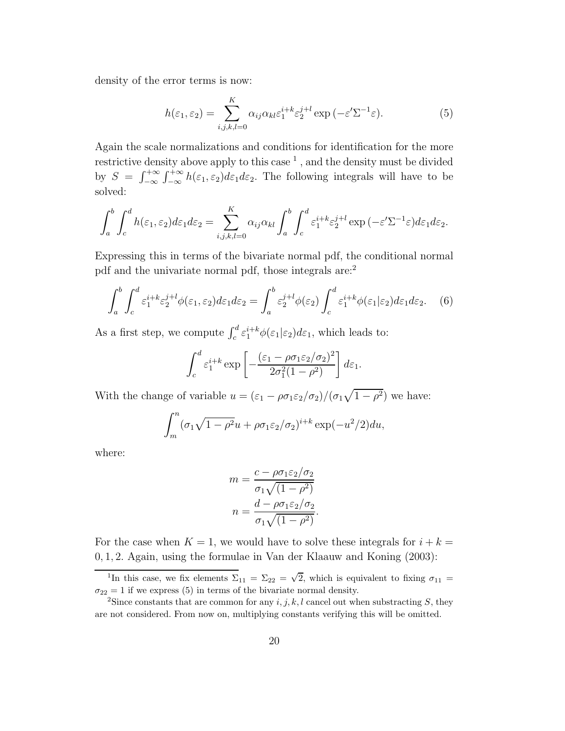density of the error terms is now:

$$h(\varepsilon_1, \varepsilon_2) = \sum_{i,j,k,l=0}^{K} \alpha_{ij}\alpha_{kl}\varepsilon_1^{i+k}\varepsilon_2^{j+l} \exp\left(-\varepsilon'\Sigma^{-1}\varepsilon\right). \tag{5}$$

Again the scale normalizations and conditions for identification for the more restrictive density above apply to this case [1] , and the density must be divided by $S = \int_{-\infty}^{+\infty}\int_{-\infty}^{+\infty} h(\varepsilon_1, \varepsilon_2)d\varepsilon_1 d\varepsilon_2$. The following integrals will have to be solved:

$$\int_a^b \int_c^d h(\varepsilon_1, \varepsilon_2)d\varepsilon_1 d\varepsilon_2 = \sum_{i,j,k,l=0}^{K} \alpha_{ij}\alpha_{kl} \int_a^b \int_c^d \varepsilon_1^{i+k}\varepsilon_2^{j+l} \exp\left(-\varepsilon'\Sigma^{-1}\varepsilon\right)d\varepsilon_1 d\varepsilon_2.$$

Expressing this in terms of the bivariate normal pdf, the conditional normal pdf and the univariate normal pdf, those integrals are:[2]

$$\int_a^b \int_c^d \varepsilon_1^{i+k}\varepsilon_2^{j+l}\phi(\varepsilon_1, \varepsilon_2)d\varepsilon_1 d\varepsilon_2 = \int_a^b \varepsilon_2^{j+l}\phi(\varepsilon_2)\int_c^d \varepsilon_1^{i+k}\phi(\varepsilon_1|\varepsilon_2)d\varepsilon_1 d\varepsilon_2. \tag{6}$$

As a first step, we compute $\int_c^d \varepsilon_1^{i+k}\phi(\varepsilon_1|\varepsilon_2)d\varepsilon_1$, which leads to:

$$\int_c^d \varepsilon_1^{i+k} \exp\left[-\frac{(\varepsilon_1 - \rho\sigma_1\varepsilon_2/\sigma_2)^2}{2\sigma_1^2(1-\rho^2)}\right] d\varepsilon_1.$$

With the change of variable $u = (\varepsilon_1 - \rho\sigma_1\varepsilon_2/\sigma_2)/(\sigma_1\sqrt{1-\rho^2})$ we have:

$$\int_m^n (\sigma_1\sqrt{1-\rho^2}u + \rho\sigma_1\varepsilon_2/\sigma_2)^{i+k} \exp(-u^2/2)du,$$

where:

$$m = \frac{c - \rho\sigma_1\varepsilon_2/\sigma_2}{\sigma_1\sqrt{(1-\rho^2)}}$$
$$n = \frac{d - \rho\sigma_1\varepsilon_2/\sigma_2}{\sigma_1\sqrt{(1-\rho^2)}}.$$

For the case when $K = 1$, we would have to solve these integrals for $i + k = 0, 1, 2$. Again, using the formulae in Van der Klaauw and Koning (2003):

---

[1] In this case, we fix elements $\Sigma_{11} = \Sigma_{22} = \sqrt{2}$, which is equivalent to fixing $\sigma_{11} = \sigma_{22} = 1$ if we express (5) in terms of the bivariate normal density.

[2] Since constants that are common for any $i, j, k, l$ cancel out when substracting $S$, they are not considered. From now on, multiplying constants verifying this will be omitted.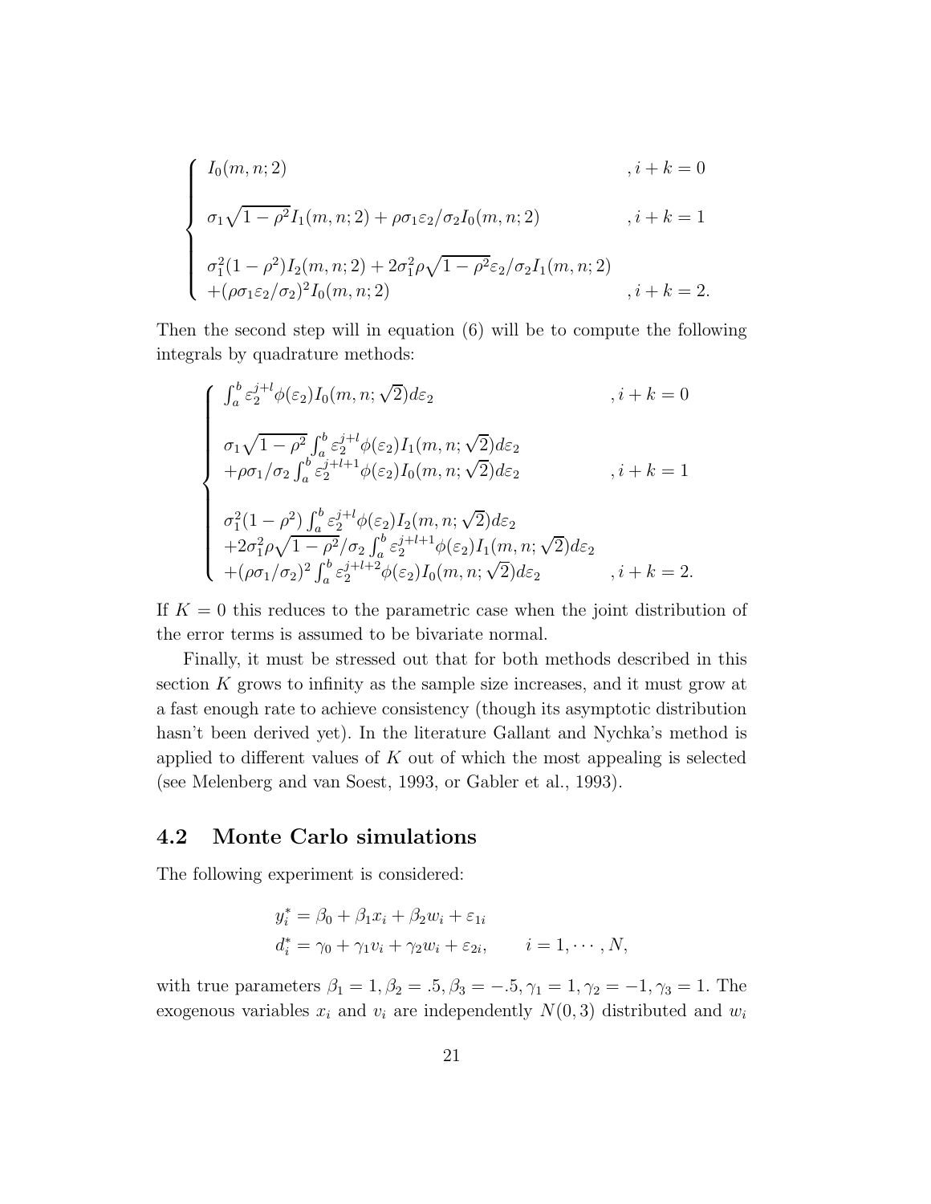$$
\begin{cases}
I_0(m, n; 2) & , i+k=0 \\[2ex]
\sigma_1\sqrt{1-\rho^2} I_1(m, n; 2) + \rho\sigma_1\varepsilon_2/\sigma_2 I_0(m, n; 2) & , i+k=1 \\[2ex]
\sigma_1^2(1-\rho^2) I_2(m, n; 2) + 2\sigma_1^2\rho\sqrt{1-\rho^2}\varepsilon_2/\sigma_2 I_1(m, n; 2) & \\
+(\rho\sigma_1\varepsilon_2/\sigma_2)^2 I_0(m, n; 2) & , i+k=2.
\end{cases}
$$

Then the second step will in equation (6) will be to compute the following integrals by quadrature methods:

$$
\begin{cases}
\int_a^b \varepsilon_2^{j+l}\phi(\varepsilon_2) I_0(m, n; \sqrt{2}) d\varepsilon_2 & , i+k=0 \\[2ex]
\sigma_1\sqrt{1-\rho^2}\int_a^b \varepsilon_2^{j+l}\phi(\varepsilon_2) I_1(m, n; \sqrt{2}) d\varepsilon_2 & \\
+\rho\sigma_1/\sigma_2 \int_a^b \varepsilon_2^{j+l+1}\phi(\varepsilon_2) I_0(m, n; \sqrt{2}) d\varepsilon_2 & , i+k=1 \\[2ex]
\sigma_1^2(1-\rho^2)\int_a^b \varepsilon_2^{j+l}\phi(\varepsilon_2) I_2(m, n; \sqrt{2}) d\varepsilon_2 & \\
+2\sigma_1^2\rho\sqrt{1-\rho^2}/\sigma_2 \int_a^b \varepsilon_2^{j+l+1}\phi(\varepsilon_2) I_1(m, n; \sqrt{2}) d\varepsilon_2 & \\
+(\rho\sigma_1/\sigma_2)^2 \int_a^b \varepsilon_2^{j+l+2}\phi(\varepsilon_2) I_0(m, n; \sqrt{2}) d\varepsilon_2 & , i+k=2.
\end{cases}
$$

If $K = 0$ this reduces to the parametric case when the joint distribution of the error terms is assumed to be bivariate normal.

Finally, it must be stressed out that for both methods described in this section $K$ grows to infinity as the sample size increases, and it must grow at a fast enough rate to achieve consistency (though its asymptotic distribution hasn't been derived yet). In the literature Gallant and Nychka's method is applied to different values of $K$ out of which the most appealing is selected (see Melenberg and van Soest, 1993, or Gabler et al., 1993).

## 4.2 Monte Carlo simulations

The following experiment is considered:

$$
\begin{aligned}
y_i^* &= \beta_0 + \beta_1 x_i + \beta_2 w_i + \varepsilon_{1i} \\
d_i^* &= \gamma_0 + \gamma_1 v_i + \gamma_2 w_i + \varepsilon_{2i}, \qquad i = 1, \cdots, N,
\end{aligned}
$$

with true parameters $\beta_1 = 1, \beta_2 = .5, \beta_3 = -.5, \gamma_1 = 1, \gamma_2 = -1, \gamma_3 = 1$. The exogenous variables $x_i$ and $v_i$ are independently $N(0, 3)$ distributed and $w_i$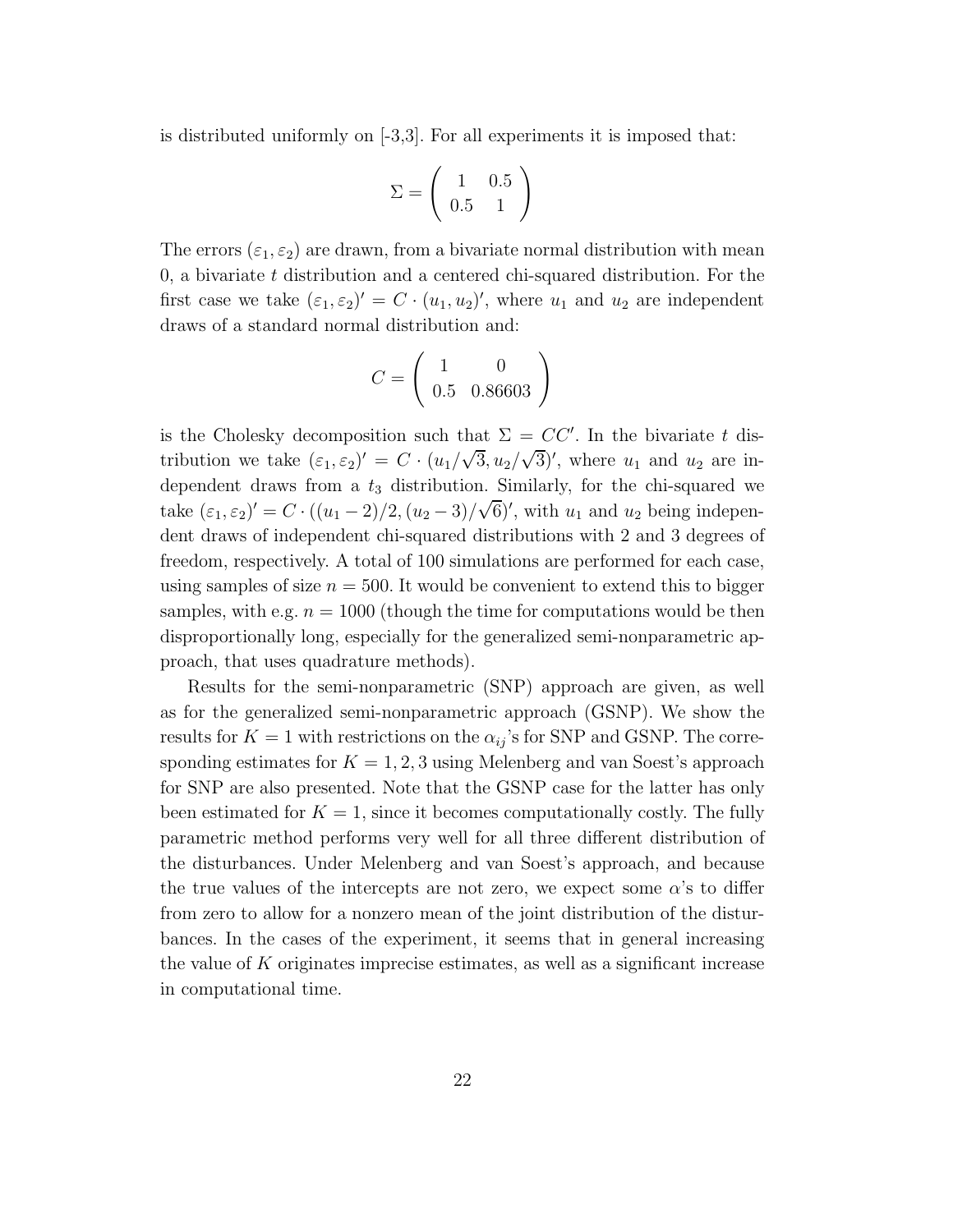is distributed uniformly on [-3,3]. For all experiments it is imposed that:

$$\Sigma = \begin{pmatrix} 1 & 0.5 \\ 0.5 & 1 \end{pmatrix}$$

The errors $(\varepsilon_1, \varepsilon_2)$ are drawn, from a bivariate normal distribution with mean 0, a bivariate $t$ distribution and a centered chi-squared distribution. For the first case we take $(\varepsilon_1, \varepsilon_2)' = C \cdot (u_1, u_2)'$, where $u_1$ and $u_2$ are independent draws of a standard normal distribution and:

$$C = \begin{pmatrix} 1 & 0 \\ 0.5 & 0.86603 \end{pmatrix}$$

is the Cholesky decomposition such that $\Sigma = CC'$. In the bivariate $t$ distribution we take $(\varepsilon_1, \varepsilon_2)' = C \cdot (u_1/\sqrt{3}, u_2/\sqrt{3})'$, where $u_1$ and $u_2$ are independent draws from a $t_3$ distribution. Similarly, for the chi-squared we take $(\varepsilon_1, \varepsilon_2)' = C \cdot ((u_1 - 2)/2, (u_2 - 3)/\sqrt{6})'$, with $u_1$ and $u_2$ being independent draws of independent chi-squared distributions with 2 and 3 degrees of freedom, respectively. A total of 100 simulations are performed for each case, using samples of size $n = 500$. It would be convenient to extend this to bigger samples, with e.g. $n = 1000$ (though the time for computations would be then disproportionally long, especially for the generalized semi-nonparametric approach, that uses quadrature methods).

Results for the semi-nonparametric (SNP) approach are given, as well as for the generalized semi-nonparametric approach (GSNP). We show the results for $K = 1$ with restrictions on the $\alpha_{ij}$'s for SNP and GSNP. The corresponding estimates for $K = 1, 2, 3$ using Melenberg and van Soest's approach for SNP are also presented. Note that the GSNP case for the latter has only been estimated for $K = 1$, since it becomes computationally costly. The fully parametric method performs very well for all three different distribution of the disturbances. Under Melenberg and van Soest's approach, and because the true values of the intercepts are not zero, we expect some $\alpha$'s to differ from zero to allow for a nonzero mean of the joint distribution of the disturbances. In the cases of the experiment, it seems that in general increasing the value of $K$ originates imprecise estimates, as well as a significant increase in computational time.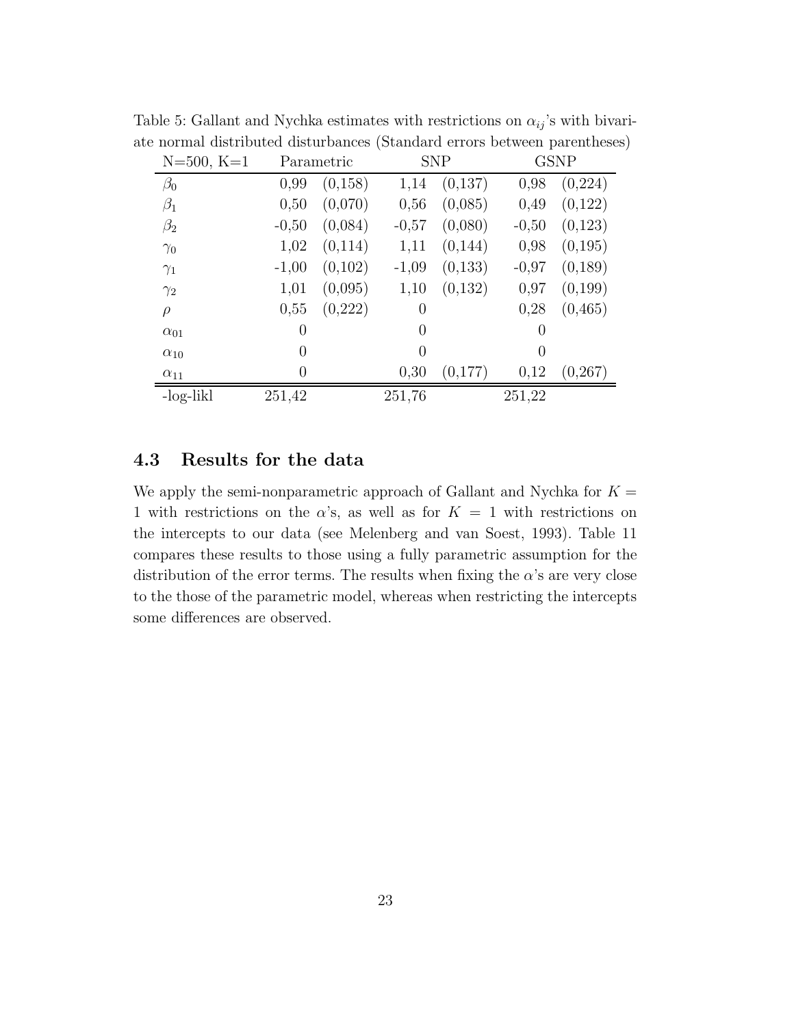Table 5: Gallant and Nychka estimates with restrictions on $\alpha_{ij}$'s with bivariate normal distributed disturbances (Standard errors between parentheses)

| N=500, K=1 | Parametric | | SNP | | GSNP | |
|---|---|---|---|---|---|---|
| $\beta_0$ | 0,99 | (0,158) | 1,14 | (0,137) | 0,98 | (0,224) |
| $\beta_1$ | 0,50 | (0,070) | 0,56 | (0,085) | 0,49 | (0,122) |
| $\beta_2$ | -0,50 | (0,084) | -0,57 | (0,080) | -0,50 | (0,123) |
| $\gamma_0$ | 1,02 | (0,114) | 1,11 | (0,144) | 0,98 | (0,195) |
| $\gamma_1$ | -1,00 | (0,102) | -1,09 | (0,133) | -0,97 | (0,189) |
| $\gamma_2$ | 1,01 | (0,095) | 1,10 | (0,132) | 0,97 | (0,199) |
| $\rho$ | 0,55 | (0,222) | 0 | | 0,28 | (0,465) |
| $\alpha_{01}$ | 0 | | 0 | | 0 | |
| $\alpha_{10}$ | 0 | | 0 | | 0 | |
| $\alpha_{11}$ | 0 | | 0,30 | (0,177) | 0,12 | (0,267) |
| -log-likl | 251,42 | | 251,76 | | 251,22 | |

### 4.3 Results for the data

We apply the semi-nonparametric approach of Gallant and Nychka for $K = 1$ with restrictions on the $\alpha$'s, as well as for $K = 1$ with restrictions on the intercepts to our data (see Melenberg and van Soest, 1993). Table 11 compares these results to those using a fully parametric assumption for the distribution of the error terms. The results when fixing the $\alpha$'s are very close to the those of the parametric model, whereas when restricting the intercepts some differences are observed.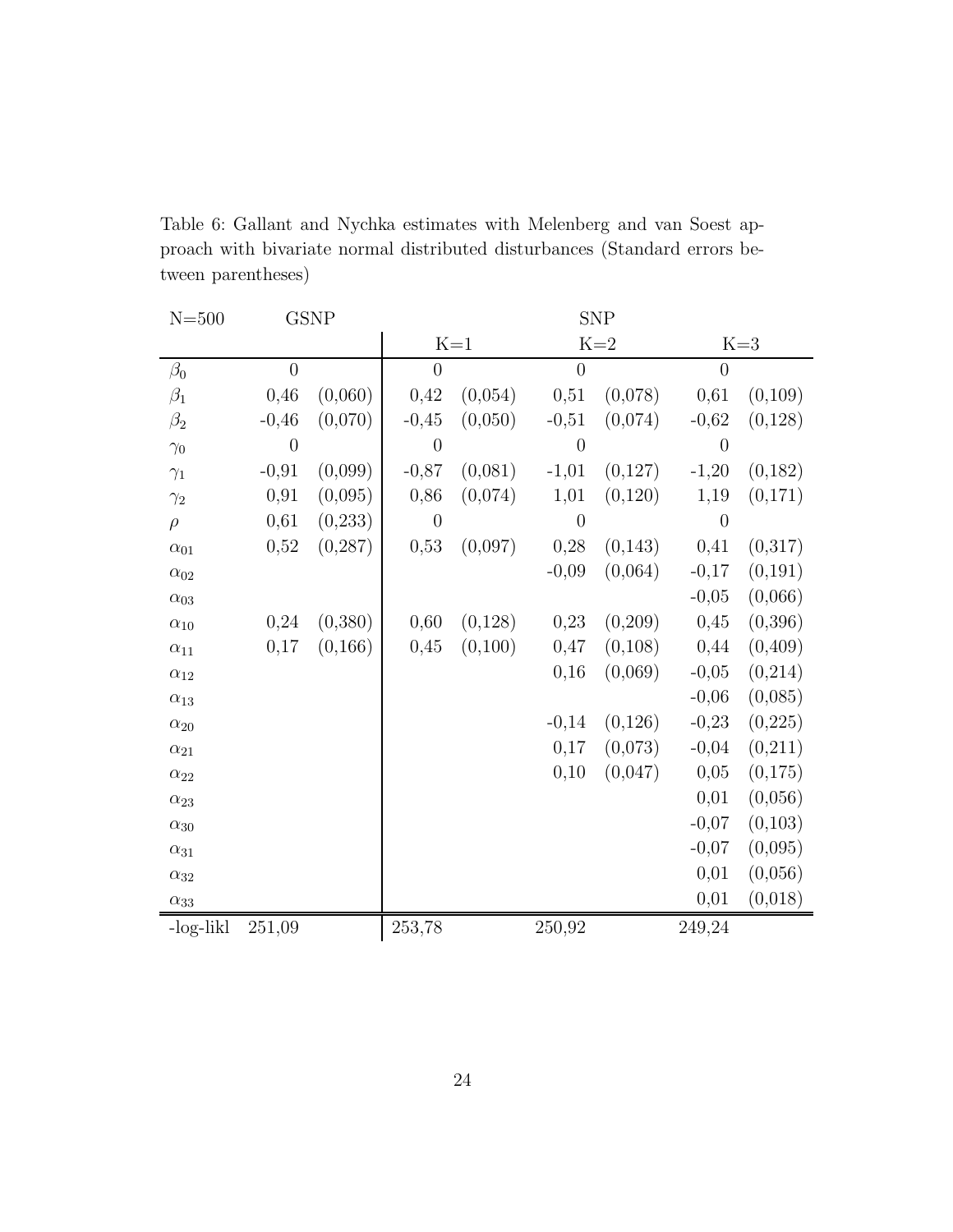Table 6: Gallant and Nychka estimates with Melenberg and van Soest approach with bivariate normal distributed disturbances (Standard errors between parentheses)

| N=500 | GSNP | | SNP | | | | | |
|---|---|---|---|---|---|---|---|---|
| | | | K=1 | | K=2 | | K=3 | |
| $\beta_0$ | 0 | | 0 | | 0 | | 0 | |
| $\beta_1$ | 0,46 | (0,060) | 0,42 | (0,054) | 0,51 | (0,078) | 0,61 | (0,109) |
| $\beta_2$ | -0,46 | (0,070) | -0,45 | (0,050) | -0,51 | (0,074) | -0,62 | (0,128) |
| $\gamma_0$ | 0 | | 0 | | 0 | | 0 | |
| $\gamma_1$ | -0,91 | (0,099) | -0,87 | (0,081) | -1,01 | (0,127) | -1,20 | (0,182) |
| $\gamma_2$ | 0,91 | (0,095) | 0,86 | (0,074) | 1,01 | (0,120) | 1,19 | (0,171) |
| $\rho$ | 0,61 | (0,233) | 0 | | 0 | | 0 | |
| $\alpha_{01}$ | 0,52 | (0,287) | 0,53 | (0,097) | 0,28 | (0,143) | 0,41 | (0,317) |
| $\alpha_{02}$ | | | | | -0,09 | (0,064) | -0,17 | (0,191) |
| $\alpha_{03}$ | | | | | | | -0,05 | (0,066) |
| $\alpha_{10}$ | 0,24 | (0,380) | 0,60 | (0,128) | 0,23 | (0,209) | 0,45 | (0,396) |
| $\alpha_{11}$ | 0,17 | (0,166) | 0,45 | (0,100) | 0,47 | (0,108) | 0,44 | (0,409) |
| $\alpha_{12}$ | | | | | 0,16 | (0,069) | -0,05 | (0,214) |
| $\alpha_{13}$ | | | | | | | -0,06 | (0,085) |
| $\alpha_{20}$ | | | | | -0,14 | (0,126) | -0,23 | (0,225) |
| $\alpha_{21}$ | | | | | 0,17 | (0,073) | -0,04 | (0,211) |
| $\alpha_{22}$ | | | | | 0,10 | (0,047) | 0,05 | (0,175) |
| $\alpha_{23}$ | | | | | | | 0,01 | (0,056) |
| $\alpha_{30}$ | | | | | | | -0,07 | (0,103) |
| $\alpha_{31}$ | | | | | | | -0,07 | (0,095) |
| $\alpha_{32}$ | | | | | | | 0,01 | (0,056) |
| $\alpha_{33}$ | | | | | | | 0,01 | (0,018) |
| -log-likl | 251,09 | | 253,78 | | 250,92 | | 249,24 | |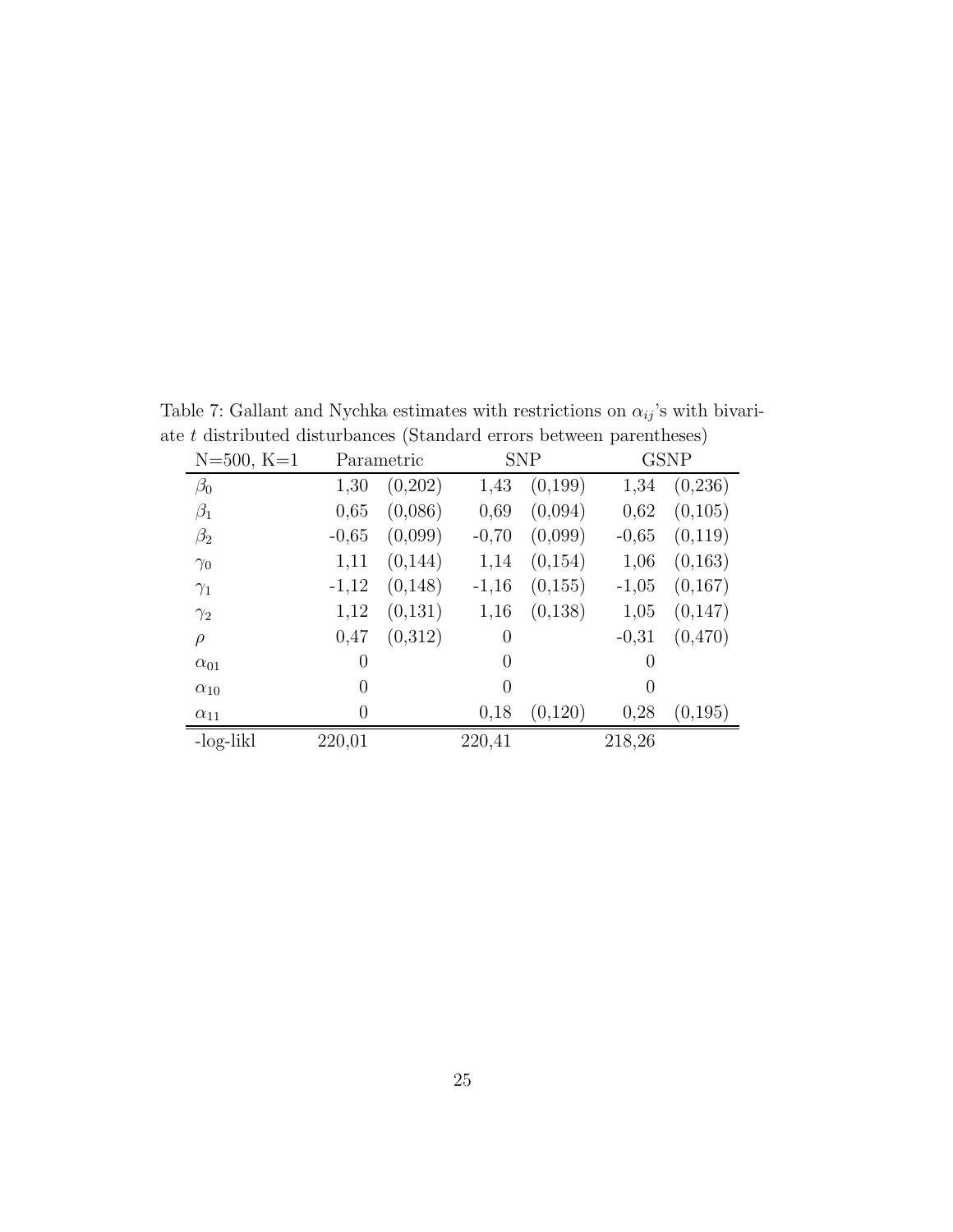Table 7: Gallant and Nychka estimates with restrictions on $\alpha_{ij}$'s with bivariate $t$ distributed disturbances (Standard errors between parentheses)

| N=500, K=1 | Parametric | | SNP | | GSNP | |
|---|---|---|---|---|---|---|
| $\beta_0$ | 1,30 | (0,202) | 1,43 | (0,199) | 1,34 | (0,236) |
| $\beta_1$ | 0,65 | (0,086) | 0,69 | (0,094) | 0,62 | (0,105) |
| $\beta_2$ | -0,65 | (0,099) | -0,70 | (0,099) | -0,65 | (0,119) |
| $\gamma_0$ | 1,11 | (0,144) | 1,14 | (0,154) | 1,06 | (0,163) |
| $\gamma_1$ | -1,12 | (0,148) | -1,16 | (0,155) | -1,05 | (0,167) |
| $\gamma_2$ | 1,12 | (0,131) | 1,16 | (0,138) | 1,05 | (0,147) |
| $\rho$ | 0,47 | (0,312) | 0 | | -0,31 | (0,470) |
| $\alpha_{01}$ | 0 | | 0 | | 0 | |
| $\alpha_{10}$ | 0 | | 0 | | 0 | |
| $\alpha_{11}$ | 0 | | 0,18 | (0,120) | 0,28 | (0,195) |
| -log-likl | 220,01 | | 220,41 | | 218,26 | |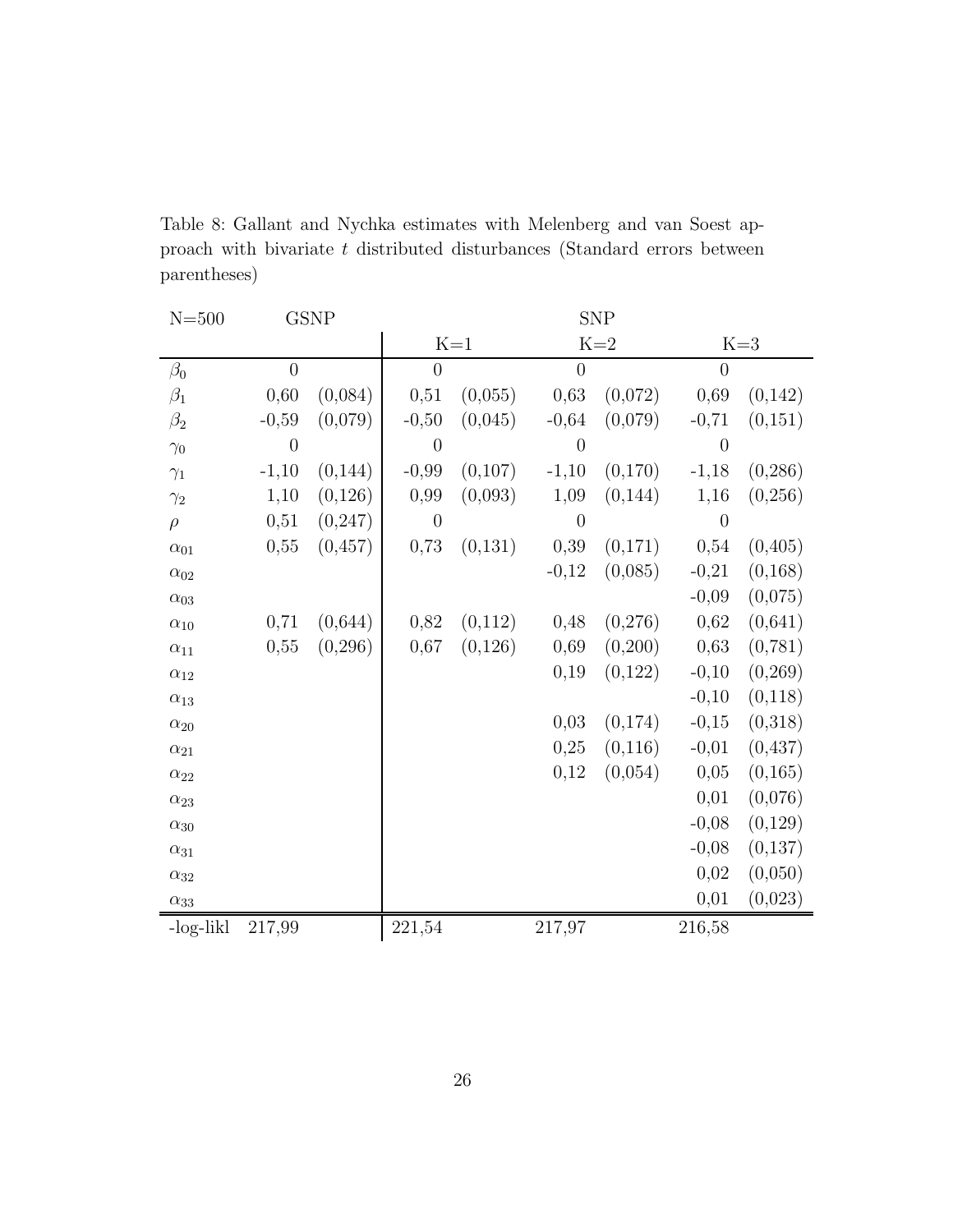Table 8: Gallant and Nychka estimates with Melenberg and van Soest approach with bivariate $t$ distributed disturbances (Standard errors between parentheses)

| N=500 | GSNP | | SNP | | | | | |
|---|---|---|---|---|---|---|---|---|
| | | | K=1 | | K=2 | | K=3 | |
| $\beta_0$ | 0 | | 0 | | 0 | | 0 | |
| $\beta_1$ | 0,60 | (0,084) | 0,51 | (0,055) | 0,63 | (0,072) | 0,69 | (0,142) |
| $\beta_2$ | -0,59 | (0,079) | -0,50 | (0,045) | -0,64 | (0,079) | -0,71 | (0,151) |
| $\gamma_0$ | 0 | | 0 | | 0 | | 0 | |
| $\gamma_1$ | -1,10 | (0,144) | -0,99 | (0,107) | -1,10 | (0,170) | -1,18 | (0,286) |
| $\gamma_2$ | 1,10 | (0,126) | 0,99 | (0,093) | 1,09 | (0,144) | 1,16 | (0,256) |
| $\rho$ | 0,51 | (0,247) | 0 | | 0 | | 0 | |
| $\alpha_{01}$ | 0,55 | (0,457) | 0,73 | (0,131) | 0,39 | (0,171) | 0,54 | (0,405) |
| $\alpha_{02}$ | | | | | -0,12 | (0,085) | -0,21 | (0,168) |
| $\alpha_{03}$ | | | | | | | -0,09 | (0,075) |
| $\alpha_{10}$ | 0,71 | (0,644) | 0,82 | (0,112) | 0,48 | (0,276) | 0,62 | (0,641) |
| $\alpha_{11}$ | 0,55 | (0,296) | 0,67 | (0,126) | 0,69 | (0,200) | 0,63 | (0,781) |
| $\alpha_{12}$ | | | | | 0,19 | (0,122) | -0,10 | (0,269) |
| $\alpha_{13}$ | | | | | | | -0,10 | (0,118) |
| $\alpha_{20}$ | | | | | 0,03 | (0,174) | -0,15 | (0,318) |
| $\alpha_{21}$ | | | | | 0,25 | (0,116) | -0,01 | (0,437) |
| $\alpha_{22}$ | | | | | 0,12 | (0,054) | 0,05 | (0,165) |
| $\alpha_{23}$ | | | | | | | 0,01 | (0,076) |
| $\alpha_{30}$ | | | | | | | -0,08 | (0,129) |
| $\alpha_{31}$ | | | | | | | -0,08 | (0,137) |
| $\alpha_{32}$ | | | | | | | 0,02 | (0,050) |
| $\alpha_{33}$ | | | | | | | 0,01 | (0,023) |
| -log-likl | 217,99 | | 221,54 | | 217,97 | | 216,58 | |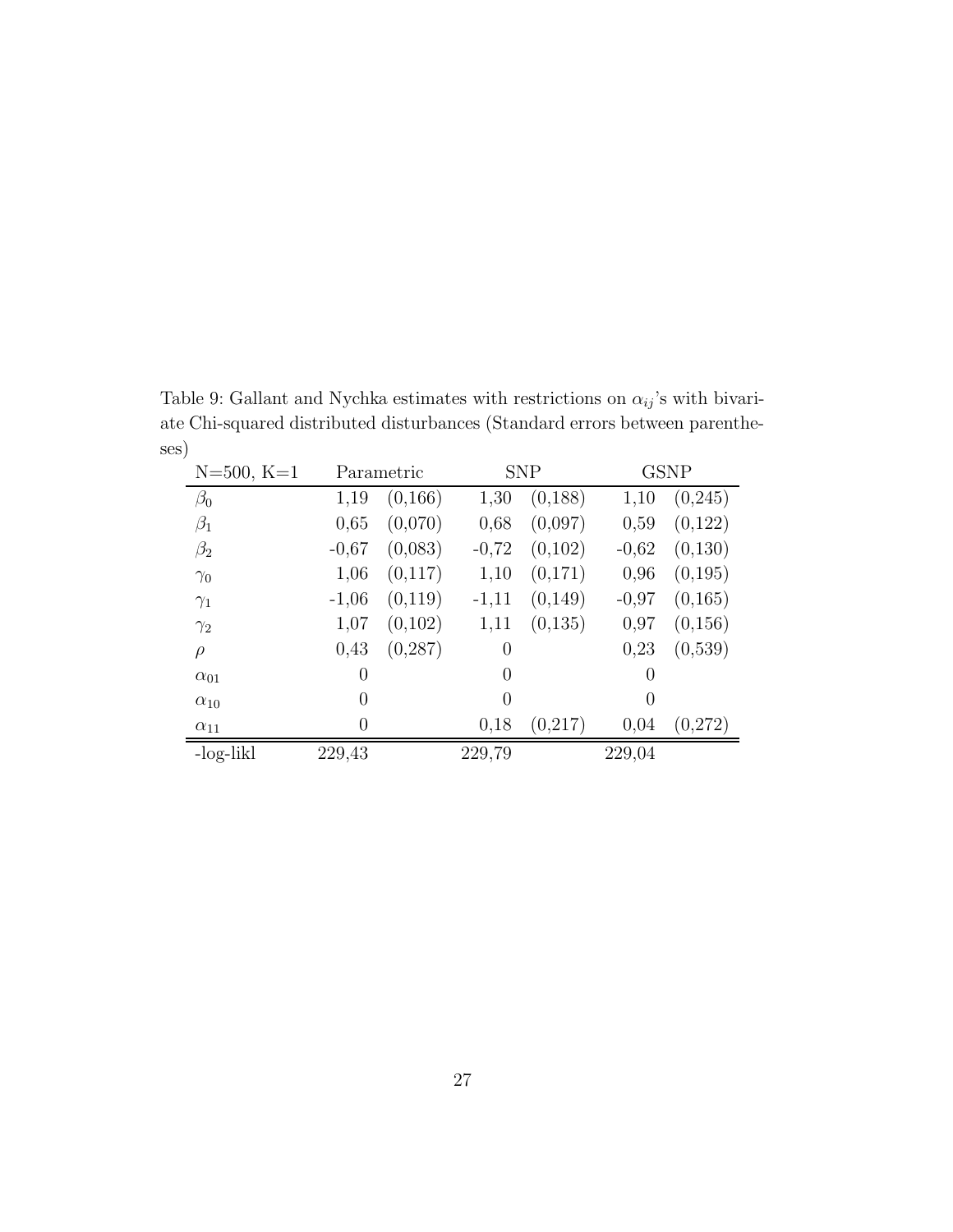Table 9: Gallant and Nychka estimates with restrictions on $\alpha_{ij}$'s with bivariate Chi-squared distributed disturbances (Standard errors between parentheses)

| N=500, K=1 | Parametric | | SNP | | GSNP | |
|---|---|---|---|---|---|---|
| $\beta_0$ | 1,19 | (0,166) | 1,30 | (0,188) | 1,10 | (0,245) |
| $\beta_1$ | 0,65 | (0,070) | 0,68 | (0,097) | 0,59 | (0,122) |
| $\beta_2$ | -0,67 | (0,083) | -0,72 | (0,102) | -0,62 | (0,130) |
| $\gamma_0$ | 1,06 | (0,117) | 1,10 | (0,171) | 0,96 | (0,195) |
| $\gamma_1$ | -1,06 | (0,119) | -1,11 | (0,149) | -0,97 | (0,165) |
| $\gamma_2$ | 1,07 | (0,102) | 1,11 | (0,135) | 0,97 | (0,156) |
| $\rho$ | 0,43 | (0,287) | 0 | | 0,23 | (0,539) |
| $\alpha_{01}$ | 0 | | 0 | | 0 | |
| $\alpha_{10}$ | 0 | | 0 | | 0 | |
| $\alpha_{11}$ | 0 | | 0,18 | (0,217) | 0,04 | (0,272) |
| -log-likl | 229,43 | | 229,79 | | 229,04 | |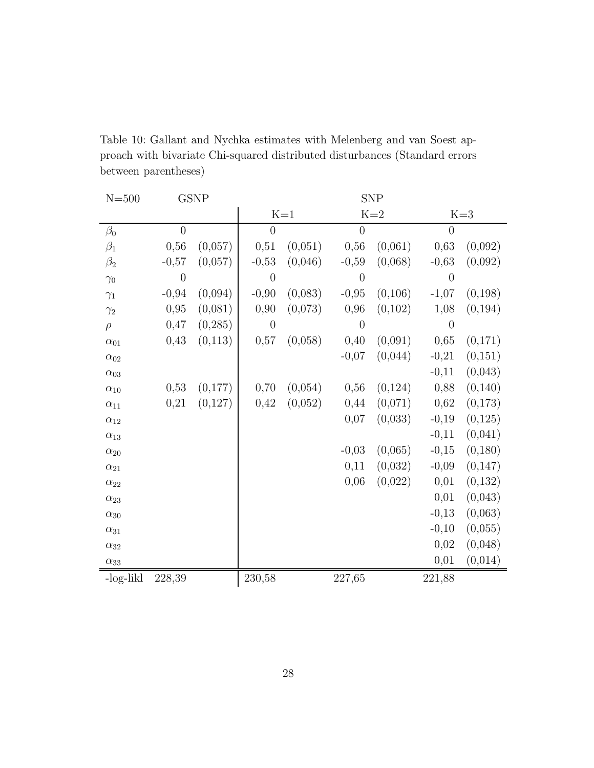Table 10: Gallant and Nychka estimates with Melenberg and van Soest approach with bivariate Chi-squared distributed disturbances (Standard errors between parentheses)

| N=500 | GSNP | | SNP | | | | | |
|---|---|---|---|---|---|---|---|---|
| | | | K=1 | | K=2 | | K=3 | |
| $\beta_0$ | 0 | | 0 | | 0 | | 0 | |
| $\beta_1$ | 0,56 | (0,057) | 0,51 | (0,051) | 0,56 | (0,061) | 0,63 | (0,092) |
| $\beta_2$ | -0,57 | (0,057) | -0,53 | (0,046) | -0,59 | (0,068) | -0,63 | (0,092) |
| $\gamma_0$ | 0 | | 0 | | 0 | | 0 | |
| $\gamma_1$ | -0,94 | (0,094) | -0,90 | (0,083) | -0,95 | (0,106) | -1,07 | (0,198) |
| $\gamma_2$ | 0,95 | (0,081) | 0,90 | (0,073) | 0,96 | (0,102) | 1,08 | (0,194) |
| $\rho$ | 0,47 | (0,285) | 0 | | 0 | | 0 | |
| $\alpha_{01}$ | 0,43 | (0,113) | 0,57 | (0,058) | 0,40 | (0,091) | 0,65 | (0,171) |
| $\alpha_{02}$ | | | | | -0,07 | (0,044) | -0,21 | (0,151) |
| $\alpha_{03}$ | | | | | | | -0,11 | (0,043) |
| $\alpha_{10}$ | 0,53 | (0,177) | 0,70 | (0,054) | 0,56 | (0,124) | 0,88 | (0,140) |
| $\alpha_{11}$ | 0,21 | (0,127) | 0,42 | (0,052) | 0,44 | (0,071) | 0,62 | (0,173) |
| $\alpha_{12}$ | | | | | 0,07 | (0,033) | -0,19 | (0,125) |
| $\alpha_{13}$ | | | | | | | -0,11 | (0,041) |
| $\alpha_{20}$ | | | | | -0,03 | (0,065) | -0,15 | (0,180) |
| $\alpha_{21}$ | | | | | 0,11 | (0,032) | -0,09 | (0,147) |
| $\alpha_{22}$ | | | | | 0,06 | (0,022) | 0,01 | (0,132) |
| $\alpha_{23}$ | | | | | | | 0,01 | (0,043) |
| $\alpha_{30}$ | | | | | | | -0,13 | (0,063) |
| $\alpha_{31}$ | | | | | | | -0,10 | (0,055) |
| $\alpha_{32}$ | | | | | | | 0,02 | (0,048) |
| $\alpha_{33}$ | | | | | | | 0,01 | (0,014) |
| -log-likl | 228,39 | | 230,58 | | 227,65 | | 221,88 | |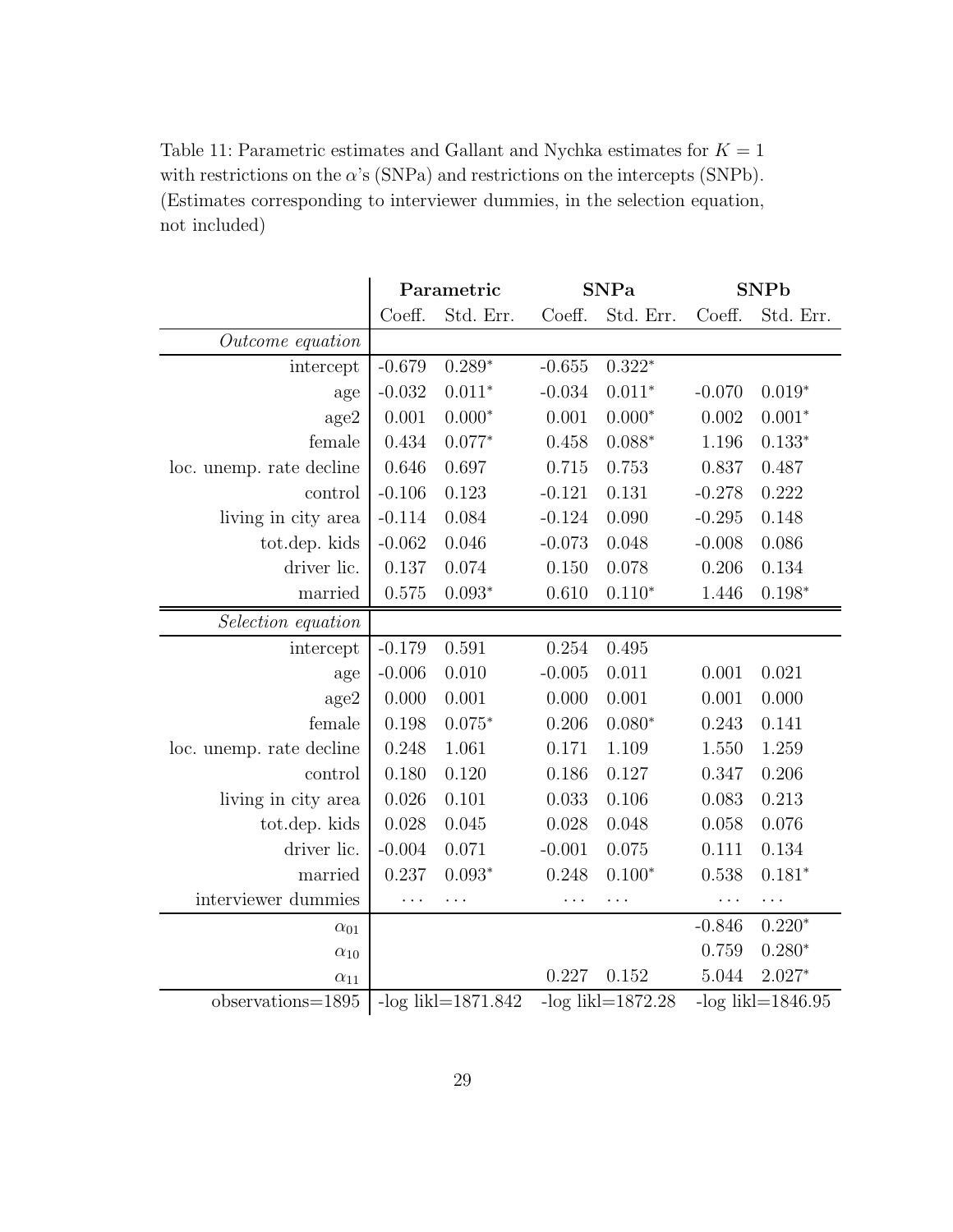Table 11: Parametric estimates and Gallant and Nychka estimates for $K = 1$ with restrictions on the $\alpha$'s (SNPa) and restrictions on the intercepts (SNPb). (Estimates corresponding to interviewer dummies, in the selection equation, not included)

| | **Parametric** | | **SNPa** | | **SNPb** | |
|---|---|---|---|---|---|---|
| | Coeff. | Std. Err. | Coeff. | Std. Err. | Coeff. | Std. Err. |
| *Outcome equation* | | | | | | |
| intercept | -0.679 | 0.289* | -0.655 | 0.322* | | |
| age | -0.032 | 0.011* | -0.034 | 0.011* | -0.070 | 0.019* |
| age2 | 0.001 | 0.000* | 0.001 | 0.000* | 0.002 | 0.001* |
| female | 0.434 | 0.077* | 0.458 | 0.088* | 1.196 | 0.133* |
| loc. unemp. rate decline | 0.646 | 0.697 | 0.715 | 0.753 | 0.837 | 0.487 |
| control | -0.106 | 0.123 | -0.121 | 0.131 | -0.278 | 0.222 |
| living in city area | -0.114 | 0.084 | -0.124 | 0.090 | -0.295 | 0.148 |
| tot.dep. kids | -0.062 | 0.046 | -0.073 | 0.048 | -0.008 | 0.086 |
| driver lic. | 0.137 | 0.074 | 0.150 | 0.078 | 0.206 | 0.134 |
| married | 0.575 | 0.093* | 0.610 | 0.110* | 1.446 | 0.198* |
| *Selection equation* | | | | | | |
| intercept | -0.179 | 0.591 | 0.254 | 0.495 | | |
| age | -0.006 | 0.010 | -0.005 | 0.011 | 0.001 | 0.021 |
| age2 | 0.000 | 0.001 | 0.000 | 0.001 | 0.001 | 0.000 |
| female | 0.198 | 0.075* | 0.206 | 0.080* | 0.243 | 0.141 |
| loc. unemp. rate decline | 0.248 | 1.061 | 0.171 | 1.109 | 1.550 | 1.259 |
| control | 0.180 | 0.120 | 0.186 | 0.127 | 0.347 | 0.206 |
| living in city area | 0.026 | 0.101 | 0.033 | 0.106 | 0.083 | 0.213 |
| tot.dep. kids | 0.028 | 0.045 | 0.028 | 0.048 | 0.058 | 0.076 |
| driver lic. | -0.004 | 0.071 | -0.001 | 0.075 | 0.111 | 0.134 |
| married | 0.237 | 0.093* | 0.248 | 0.100* | 0.538 | 0.181* |
| interviewer dummies | ... | ... | ... | ... | ... | ... |
| $\alpha_{01}$ | | | | | -0.846 | 0.220* |
| $\alpha_{10}$ | | | | | 0.759 | 0.280* |
| $\alpha_{11}$ | | | 0.227 | 0.152 | 5.044 | 2.027* |
| observations=1895 | -log likl=1871.842 | | -log likl=1872.28 | | -log likl=1846.95 | |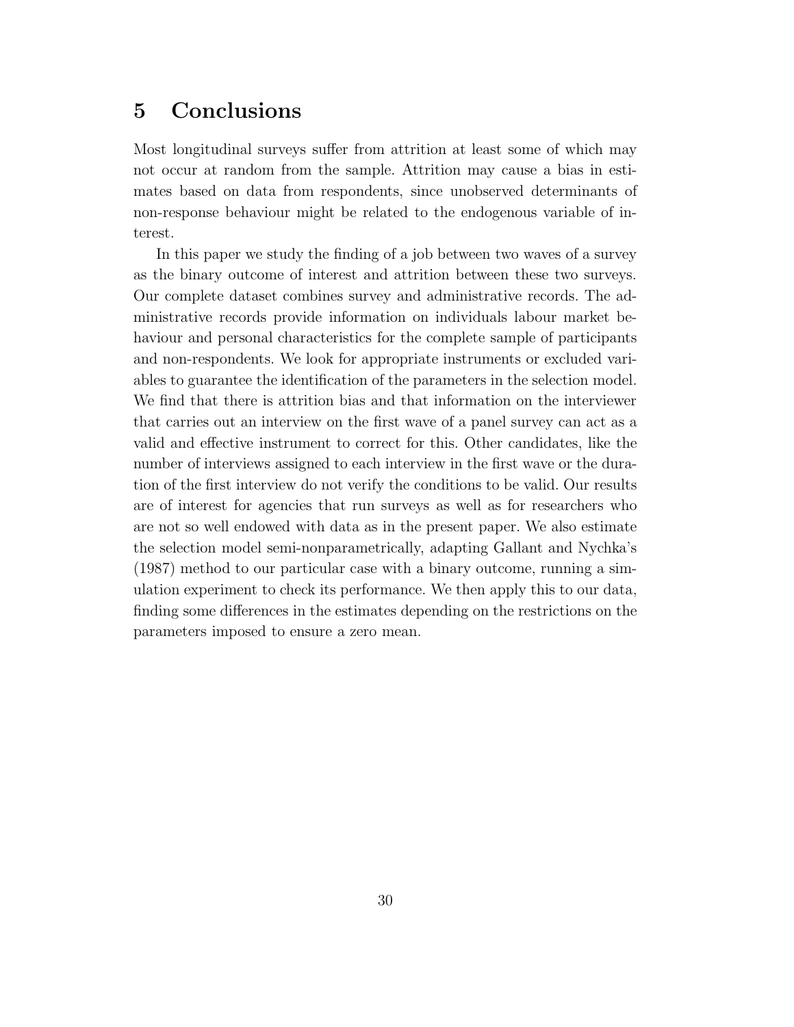# 5 Conclusions

Most longitudinal surveys suffer from attrition at least some of which may not occur at random from the sample. Attrition may cause a bias in estimates based on data from respondents, since unobserved determinants of non-response behaviour might be related to the endogenous variable of interest.

In this paper we study the finding of a job between two waves of a survey as the binary outcome of interest and attrition between these two surveys. Our complete dataset combines survey and administrative records. The administrative records provide information on individuals labour market behaviour and personal characteristics for the complete sample of participants and non-respondents. We look for appropriate instruments or excluded variables to guarantee the identification of the parameters in the selection model. We find that there is attrition bias and that information on the interviewer that carries out an interview on the first wave of a panel survey can act as a valid and effective instrument to correct for this. Other candidates, like the number of interviews assigned to each interview in the first wave or the duration of the first interview do not verify the conditions to be valid. Our results are of interest for agencies that run surveys as well as for researchers who are not so well endowed with data as in the present paper. We also estimate the selection model semi-nonparametrically, adapting Gallant and Nychka's (1987) method to our particular case with a binary outcome, running a simulation experiment to check its performance. We then apply this to our data, finding some differences in the estimates depending on the restrictions on the parameters imposed to ensure a zero mean.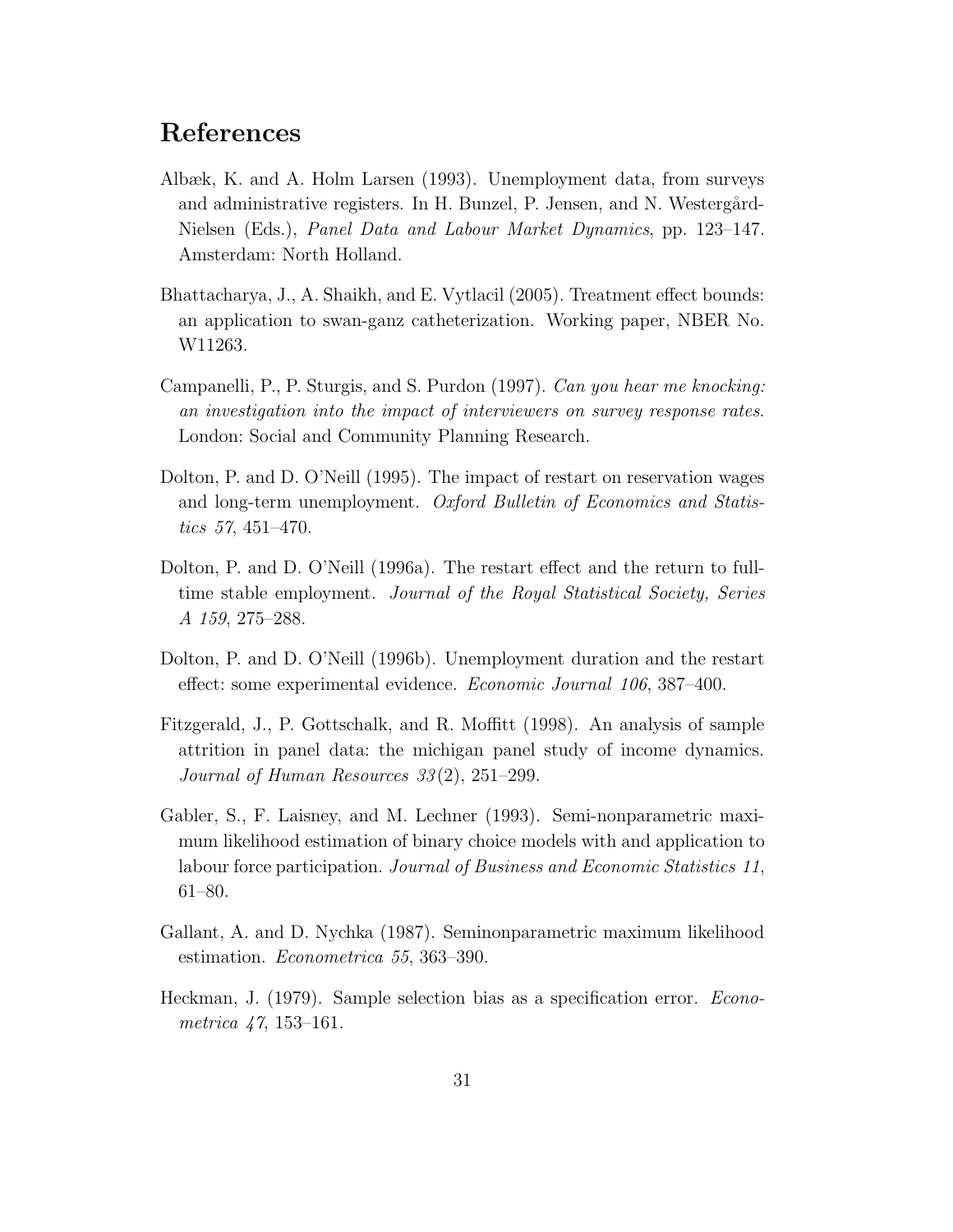# References

Albæk, K. and A. Holm Larsen (1993). Unemployment data, from surveys and administrative registers. In H. Bunzel, P. Jensen, and N. Westergård-Nielsen (Eds.), *Panel Data and Labour Market Dynamics*, pp. 123–147. Amsterdam: North Holland.

Bhattacharya, J., A. Shaikh, and E. Vytlacil (2005). Treatment effect bounds: an application to swan-ganz catheterization. Working paper, NBER No. W11263.

Campanelli, P., P. Sturgis, and S. Purdon (1997). *Can you hear me knocking: an investigation into the impact of interviewers on survey response rates.* London: Social and Community Planning Research.

Dolton, P. and D. O'Neill (1995). The impact of restart on reservation wages and long-term unemployment. *Oxford Bulletin of Economics and Statistics 57*, 451–470.

Dolton, P. and D. O'Neill (1996a). The restart effect and the return to full-time stable employment. *Journal of the Royal Statistical Society, Series A 159*, 275–288.

Dolton, P. and D. O'Neill (1996b). Unemployment duration and the restart effect: some experimental evidence. *Economic Journal 106*, 387–400.

Fitzgerald, J., P. Gottschalk, and R. Moffitt (1998). An analysis of sample attrition in panel data: the michigan panel study of income dynamics. *Journal of Human Resources 33*(2), 251–299.

Gabler, S., F. Laisney, and M. Lechner (1993). Semi-nonparametric maximum likelihood estimation of binary choice models with and application to labour force participation. *Journal of Business and Economic Statistics 11*, 61–80.

Gallant, A. and D. Nychka (1987). Seminonparametric maximum likelihood estimation. *Econometrica 55*, 363–390.

Heckman, J. (1979). Sample selection bias as a specification error. *Econometrica 47*, 153–161.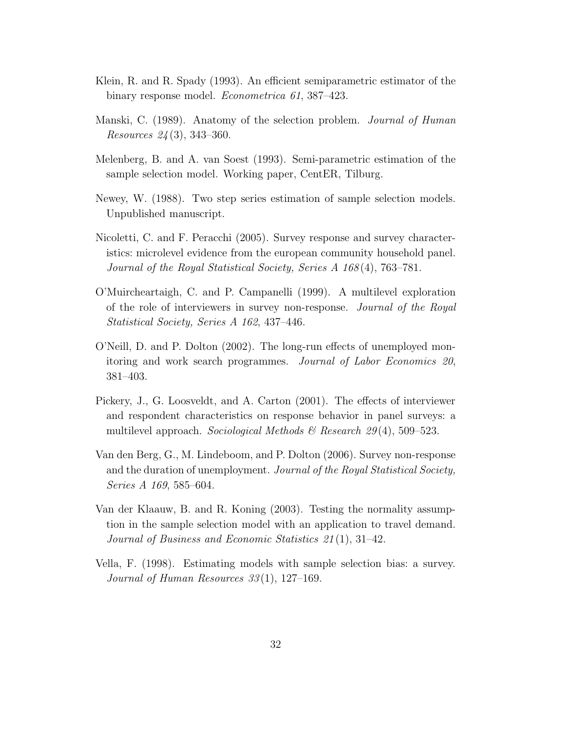Klein, R. and R. Spady (1993). An efficient semiparametric estimator of the binary response model. *Econometrica 61*, 387–423.

Manski, C. (1989). Anatomy of the selection problem. *Journal of Human Resources 24*(3), 343–360.

Melenberg, B. and A. van Soest (1993). Semi-parametric estimation of the sample selection model. Working paper, CentER, Tilburg.

Newey, W. (1988). Two step series estimation of sample selection models. Unpublished manuscript.

Nicoletti, C. and F. Peracchi (2005). Survey response and survey characteristics: microlevel evidence from the european community household panel. *Journal of the Royal Statistical Society, Series A 168*(4), 763–781.

O'Muircheartaigh, C. and P. Campanelli (1999). A multilevel exploration of the role of interviewers in survey non-response. *Journal of the Royal Statistical Society, Series A 162*, 437–446.

O'Neill, D. and P. Dolton (2002). The long-run effects of unemployed monitoring and work search programmes. *Journal of Labor Economics 20*, 381–403.

Pickery, J., G. Loosveldt, and A. Carton (2001). The effects of interviewer and respondent characteristics on response behavior in panel surveys: a multilevel approach. *Sociological Methods & Research 29*(4), 509–523.

Van den Berg, G., M. Lindeboom, and P. Dolton (2006). Survey non-response and the duration of unemployment. *Journal of the Royal Statistical Society, Series A 169*, 585–604.

Van der Klaauw, B. and R. Koning (2003). Testing the normality assumption in the sample selection model with an application to travel demand. *Journal of Business and Economic Statistics 21*(1), 31–42.

Vella, F. (1998). Estimating models with sample selection bias: a survey. *Journal of Human Resources 33*(1), 127–169.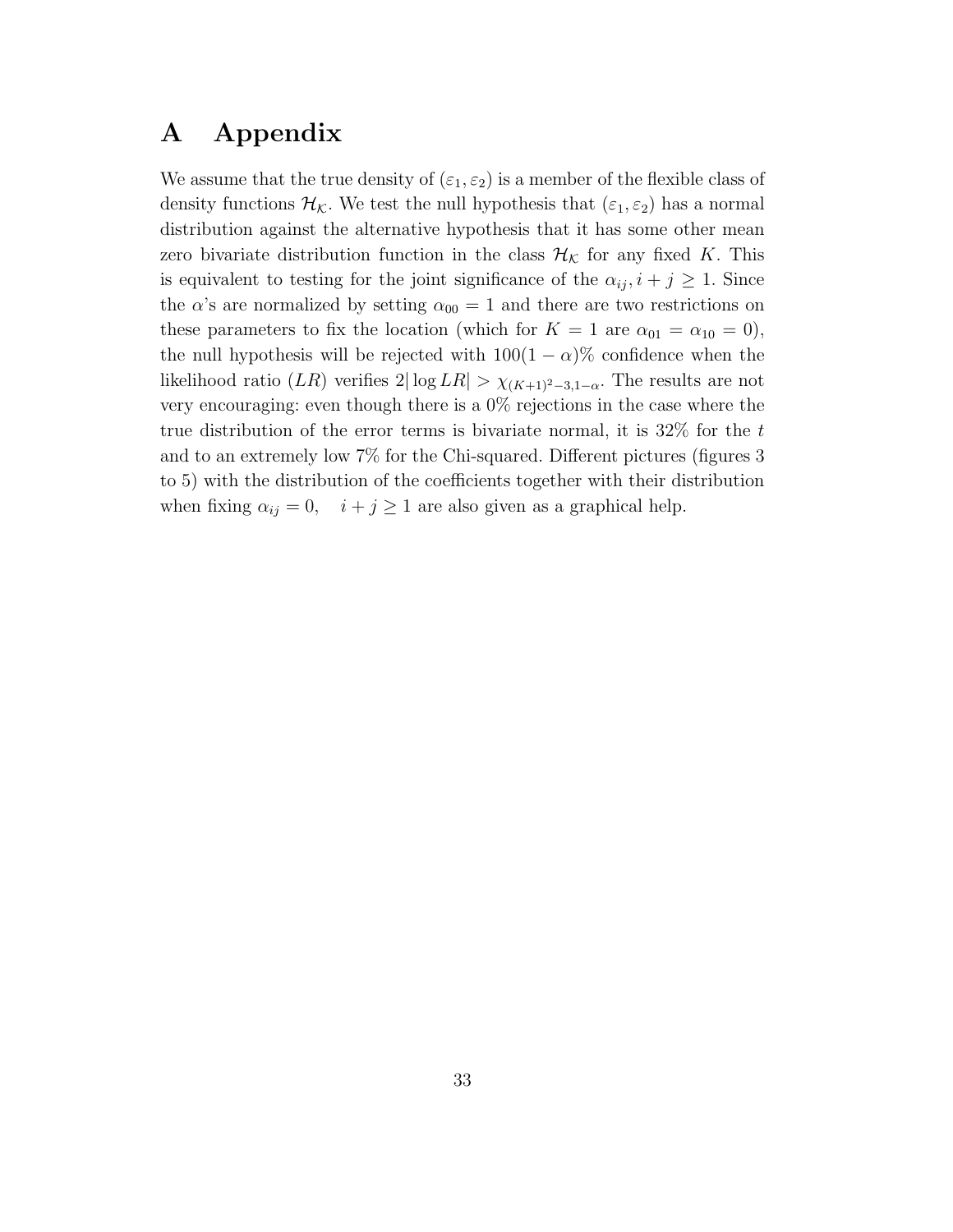# A Appendix

We assume that the true density of $(\varepsilon_1, \varepsilon_2)$ is a member of the flexible class of density functions $\mathcal{H}_{\mathcal{K}}$. We test the null hypothesis that $(\varepsilon_1, \varepsilon_2)$ has a normal distribution against the alternative hypothesis that it has some other mean zero bivariate distribution function in the class $\mathcal{H}_{\mathcal{K}}$ for any fixed $K$. This is equivalent to testing for the joint significance of the $\alpha_{ij}, i + j \geq 1$. Since the $\alpha$'s are normalized by setting $\alpha_{00} = 1$ and there are two restrictions on these parameters to fix the location (which for $K = 1$ are $\alpha_{01} = \alpha_{10} = 0$), the null hypothesis will be rejected with $100(1 - \alpha)\%$ confidence when the likelihood ratio ($LR$) verifies $2|\log LR| > \chi_{(K+1)^2-3,1-\alpha}$. The results are not very encouraging: even though there is a 0% rejections in the case where the true distribution of the error terms is bivariate normal, it is 32% for the $t$ and to an extremely low 7% for the Chi-squared. Different pictures (figures 3 to 5) with the distribution of the coefficients together with their distribution when fixing $\alpha_{ij} = 0, \quad i + j \geq 1$ are also given as a graphical help.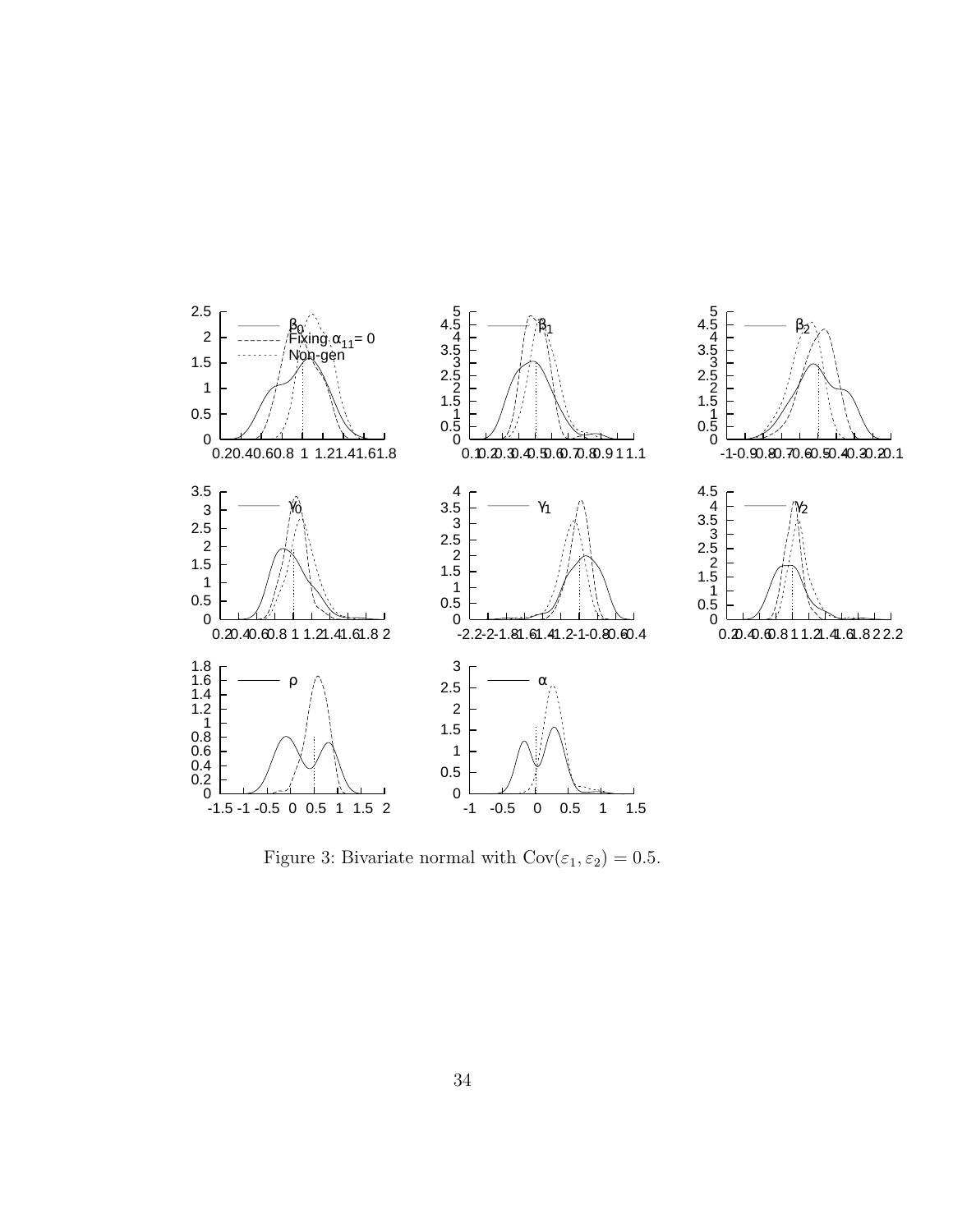Figure 3: Bivariate normal with $\mathrm{Cov}(\varepsilon_1, \varepsilon_2) = 0.5$.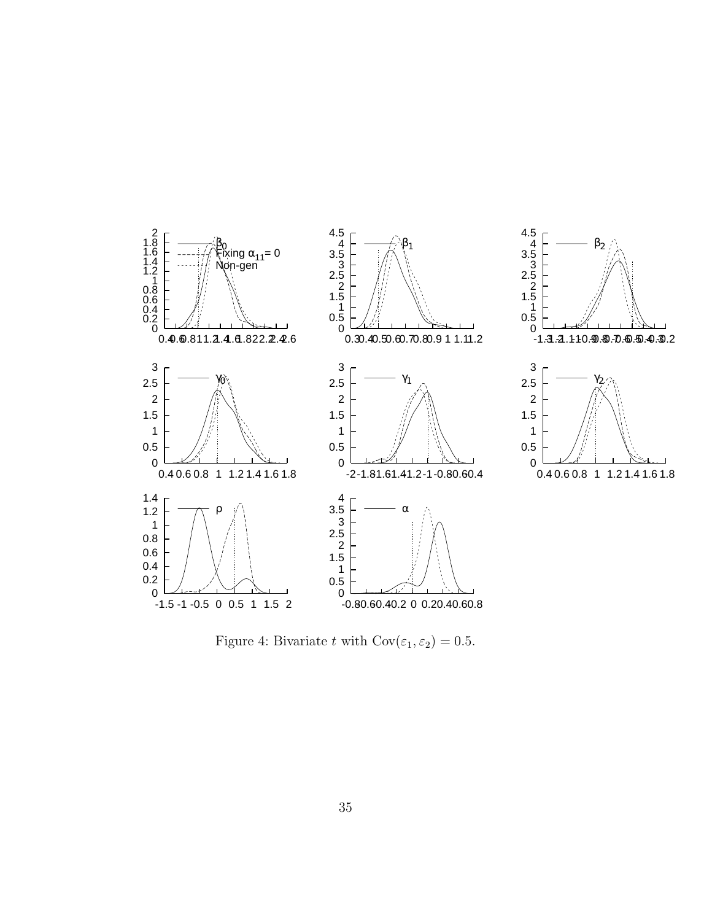Figure 4: Bivariate $t$ with $\mathrm{Cov}(\varepsilon_1, \varepsilon_2) = 0.5$.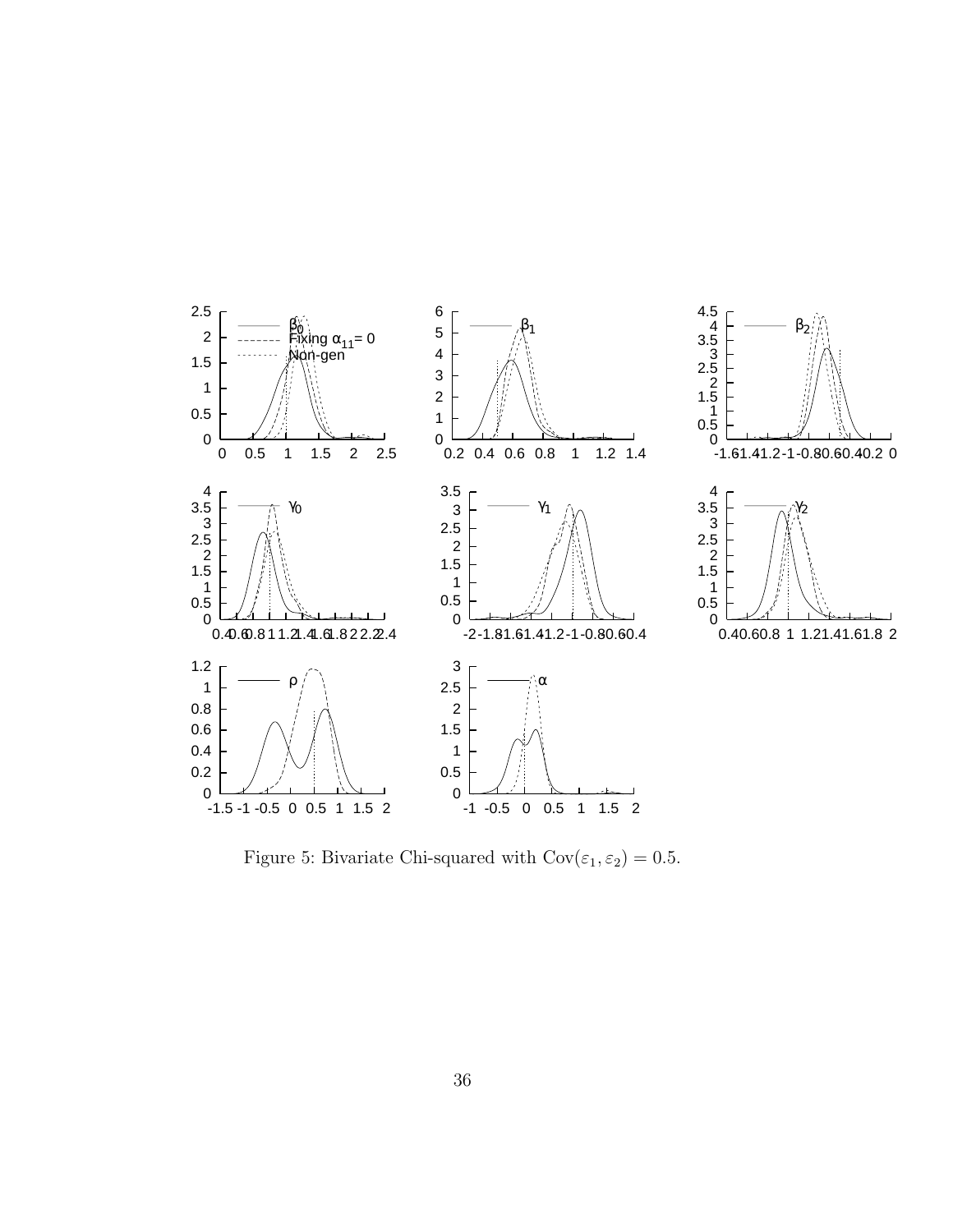2.5
2
1.5
1
0.5
0
0 0.5 1 1.5 2 2.5

$\beta_0$
Fixing $\alpha_{11} = 0$
Non-gen

6
5
4
3
2
1
0
0.2 0.4 0.6 0.8 1 1.2 1.4

$\beta_1$

4.5
4
3.5
3
2.5
2
1.5
1
0.5
0
-1.6 -1.4 -1.2 -1 -0.8 -0.6 -0.4 -0.2 0

$\beta_2$

4
3.5
3
2.5
2
1.5
1
0.5
0
0.4 0.6 0.8 1 1.2 1.4 1.6 1.8 2 2.2 2.4

$\gamma_0$

3.5
3
2.5
2
1.5
1
0.5
0
-2 -1.8 -1.6 -1.4 -1.2 -1 -0.8 -0.6 -0.4

$\gamma_1$

4
3.5
3
2.5
2
1.5
1
0.5
0
0.4 0.6 0.8 1 1.2 1.4 1.6 1.8 2

$\gamma_2$

1.2
1
0.8
0.6
0.4
0.2
0
-1.5 -1 -0.5 0 0.5 1 1.5 2

$\rho$

3
2.5
2
1.5
1
0.5
0
-1 -0.5 0 0.5 1 1.5 2

$\alpha$

Figure 5: Bivariate Chi-squared with $\mathrm{Cov}(\varepsilon_1, \varepsilon_2) = 0.5$.